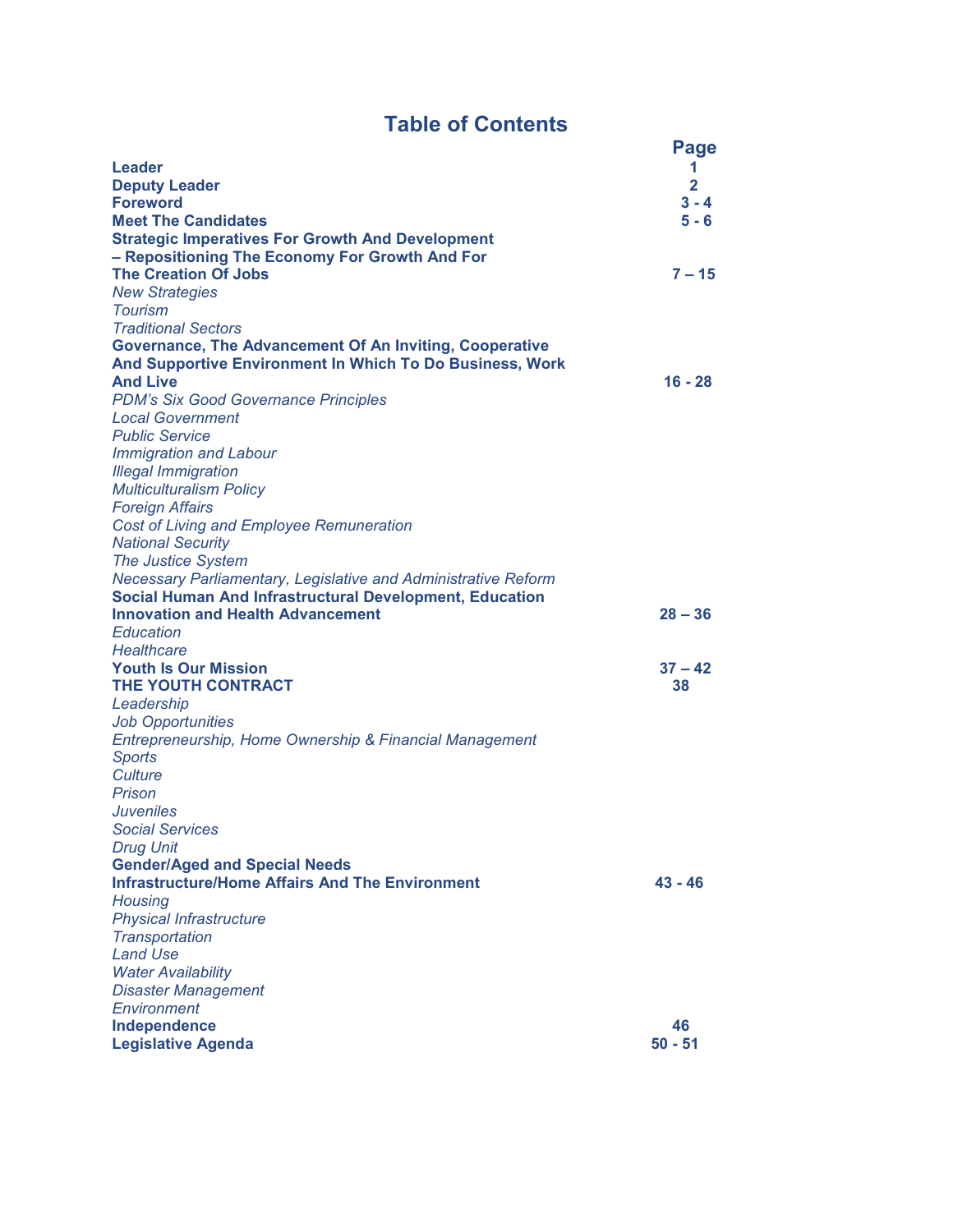# Table of Contents

| | Page |
|---|---|
| **Leader** | **1** |
| **Deputy Leader** | **2** |
| **Foreword** | **3 - 4** |
| **Meet The Candidates** | **5 - 6** |
| **Strategic Imperatives For Growth And Development – Repositioning The Economy For Growth And For The Creation Of Jobs** | **7 – 15** |
| *New Strategies* | |
| *Tourism* | |
| *Traditional Sectors* | |
| **Governance, The Advancement Of An Inviting, Cooperative And Supportive Environment In Which To Do Business, Work And Live** | **16 - 28** |
| *PDM's Six Good Governance Principles* | |
| *Local Government* | |
| *Public Service* | |
| *Immigration and Labour* | |
| *Illegal Immigration* | |
| *Multiculturalism Policy* | |
| *Foreign Affairs* | |
| *Cost of Living and Employee Remuneration* | |
| *National Security* | |
| *The Justice System* | |
| *Necessary Parliamentary, Legislative and Administrative Reform* | |
| **Social Human And Infrastructural Development, Education Innovation and Health Advancement** | **28 – 36** |
| *Education* | |
| *Healthcare* | |
| **Youth Is Our Mission** | **37 – 42** |
| **THE YOUTH CONTRACT** | **38** |
| *Leadership* | |
| *Job Opportunities* | |
| *Entrepreneurship, Home Ownership & Financial Management* | |
| *Sports* | |
| *Culture* | |
| *Prison* | |
| *Juveniles* | |
| *Social Services* | |
| *Drug Unit* | |
| **Gender/Aged and Special Needs** | |
| **Infrastructure/Home Affairs And The Environment** | **43 - 46** |
| *Housing* | |
| *Physical Infrastructure* | |
| *Transportation* | |
| *Land Use* | |
| *Water Availability* | |
| *Disaster Management* | |
| *Environment* | |
| **Independence** | **46** |
| **Legislative Agenda** | **50 - 51** |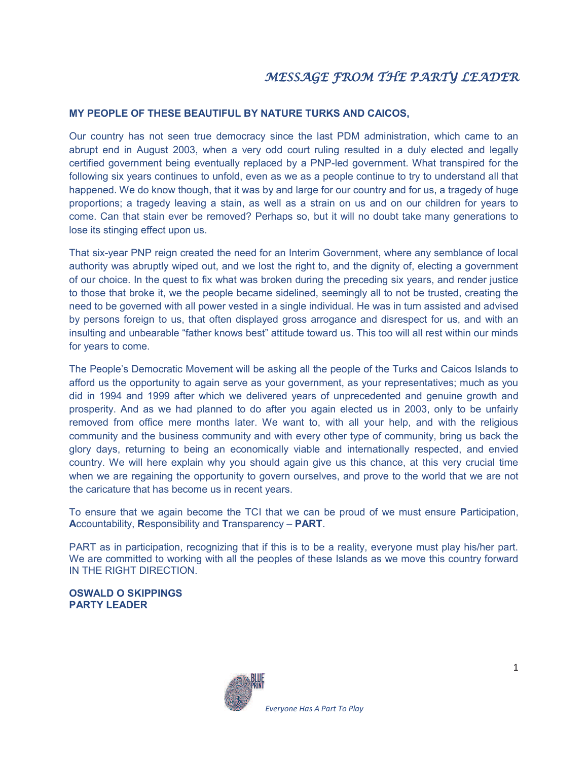# *MESSAGE FROM THE PARTY LEADER*

**MY PEOPLE OF THESE BEAUTIFUL BY NATURE TURKS AND CAICOS,**

Our country has not seen true democracy since the last PDM administration, which came to an abrupt end in August 2003, when a very odd court ruling resulted in a duly elected and legally certified government being eventually replaced by a PNP-led government. What transpired for the following six years continues to unfold, even as we as a people continue to try to understand all that happened. We do know though, that it was by and large for our country and for us, a tragedy of huge proportions; a tragedy leaving a stain, as well as a strain on us and on our children for years to come. Can that stain ever be removed? Perhaps so, but it will no doubt take many generations to lose its stinging effect upon us.

That six-year PNP reign created the need for an Interim Government, where any semblance of local authority was abruptly wiped out, and we lost the right to, and the dignity of, electing a government of our choice. In the quest to fix what was broken during the preceding six years, and render justice to those that broke it, we the people became sidelined, seemingly all to not be trusted, creating the need to be governed with all power vested in a single individual. He was in turn assisted and advised by persons foreign to us, that often displayed gross arrogance and disrespect for us, and with an insulting and unbearable "father knows best" attitude toward us. This too will all rest within our minds for years to come.

The People's Democratic Movement will be asking all the people of the Turks and Caicos Islands to afford us the opportunity to again serve as your government, as your representatives; much as you did in 1994 and 1999 after which we delivered years of unprecedented and genuine growth and prosperity. And as we had planned to do after you again elected us in 2003, only to be unfairly removed from office mere months later. We want to, with all your help, and with the religious community and the business community and with every other type of community, bring us back the glory days, returning to being an economically viable and internationally respected, and envied country. We will here explain why you should again give us this chance, at this very crucial time when we are regaining the opportunity to govern ourselves, and prove to the world that we are not the caricature that has become us in recent years.

To ensure that we again become the TCI that we can be proud of we must ensure **P**articipation, **A**ccountability, **R**esponsibility and **T**ransparency – **PART**.

PART as in participation, recognizing that if this is to be a reality, everyone must play his/her part. We are committed to working with all the peoples of these Islands as we move this country forward IN THE RIGHT DIRECTION.

**OSWALD O SKIPPINGS**
**PARTY LEADER**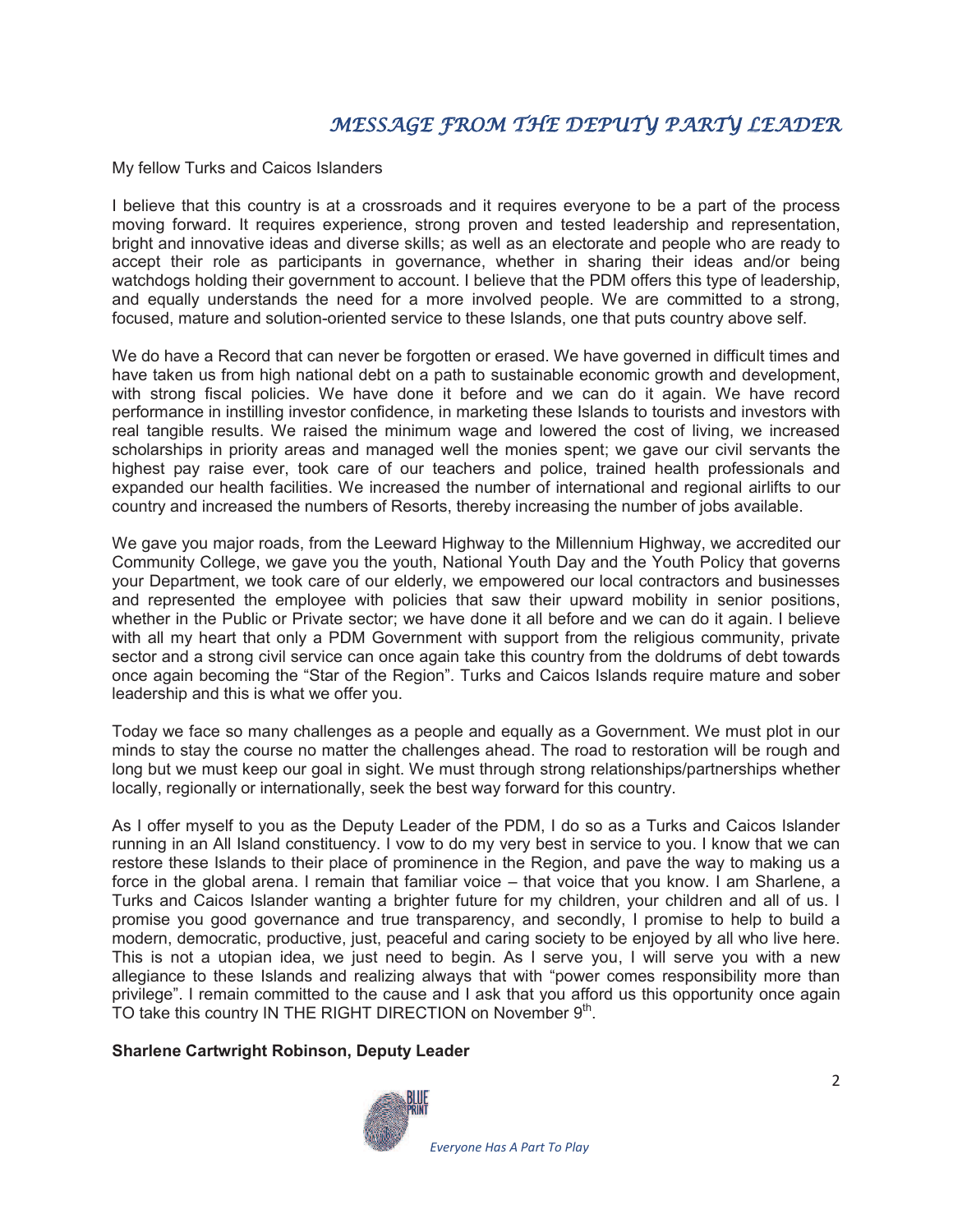# *MESSAGE FROM THE DEPUTY PARTY LEADER*

My fellow Turks and Caicos Islanders

I believe that this country is at a crossroads and it requires everyone to be a part of the process moving forward. It requires experience, strong proven and tested leadership and representation, bright and innovative ideas and diverse skills; as well as an electorate and people who are ready to accept their role as participants in governance, whether in sharing their ideas and/or being watchdogs holding their government to account. I believe that the PDM offers this type of leadership, and equally understands the need for a more involved people. We are committed to a strong, focused, mature and solution-oriented service to these Islands, one that puts country above self.

We do have a Record that can never be forgotten or erased. We have governed in difficult times and have taken us from high national debt on a path to sustainable economic growth and development, with strong fiscal policies. We have done it before and we can do it again. We have record performance in instilling investor confidence, in marketing these Islands to tourists and investors with real tangible results. We raised the minimum wage and lowered the cost of living, we increased scholarships in priority areas and managed well the monies spent; we gave our civil servants the highest pay raise ever, took care of our teachers and police, trained health professionals and expanded our health facilities. We increased the number of international and regional airlifts to our country and increased the numbers of Resorts, thereby increasing the number of jobs available.

We gave you major roads, from the Leeward Highway to the Millennium Highway, we accredited our Community College, we gave you the youth, National Youth Day and the Youth Policy that governs your Department, we took care of our elderly, we empowered our local contractors and businesses and represented the employee with policies that saw their upward mobility in senior positions, whether in the Public or Private sector; we have done it all before and we can do it again. I believe with all my heart that only a PDM Government with support from the religious community, private sector and a strong civil service can once again take this country from the doldrums of debt towards once again becoming the "Star of the Region". Turks and Caicos Islands require mature and sober leadership and this is what we offer you.

Today we face so many challenges as a people and equally as a Government. We must plot in our minds to stay the course no matter the challenges ahead. The road to restoration will be rough and long but we must keep our goal in sight. We must through strong relationships/partnerships whether locally, regionally or internationally, seek the best way forward for this country.

As I offer myself to you as the Deputy Leader of the PDM, I do so as a Turks and Caicos Islander running in an All Island constituency. I vow to do my very best in service to you. I know that we can restore these Islands to their place of prominence in the Region, and pave the way to making us a force in the global arena. I remain that familiar voice – that voice that you know. I am Sharlene, a Turks and Caicos Islander wanting a brighter future for my children, your children and all of us. I promise you good governance and true transparency, and secondly, I promise to help to build a modern, democratic, productive, just, peaceful and caring society to be enjoyed by all who live here. This is not a utopian idea, we just need to begin. As I serve you, I will serve you with a new allegiance to these Islands and realizing always that with "power comes responsibility more than privilege". I remain committed to the cause and I ask that you afford us this opportunity once again TO take this country IN THE RIGHT DIRECTION on November 9th.

**Sharlene Cartwright Robinson, Deputy Leader**

BLUE PRINT

*Everyone Has A Part To Play*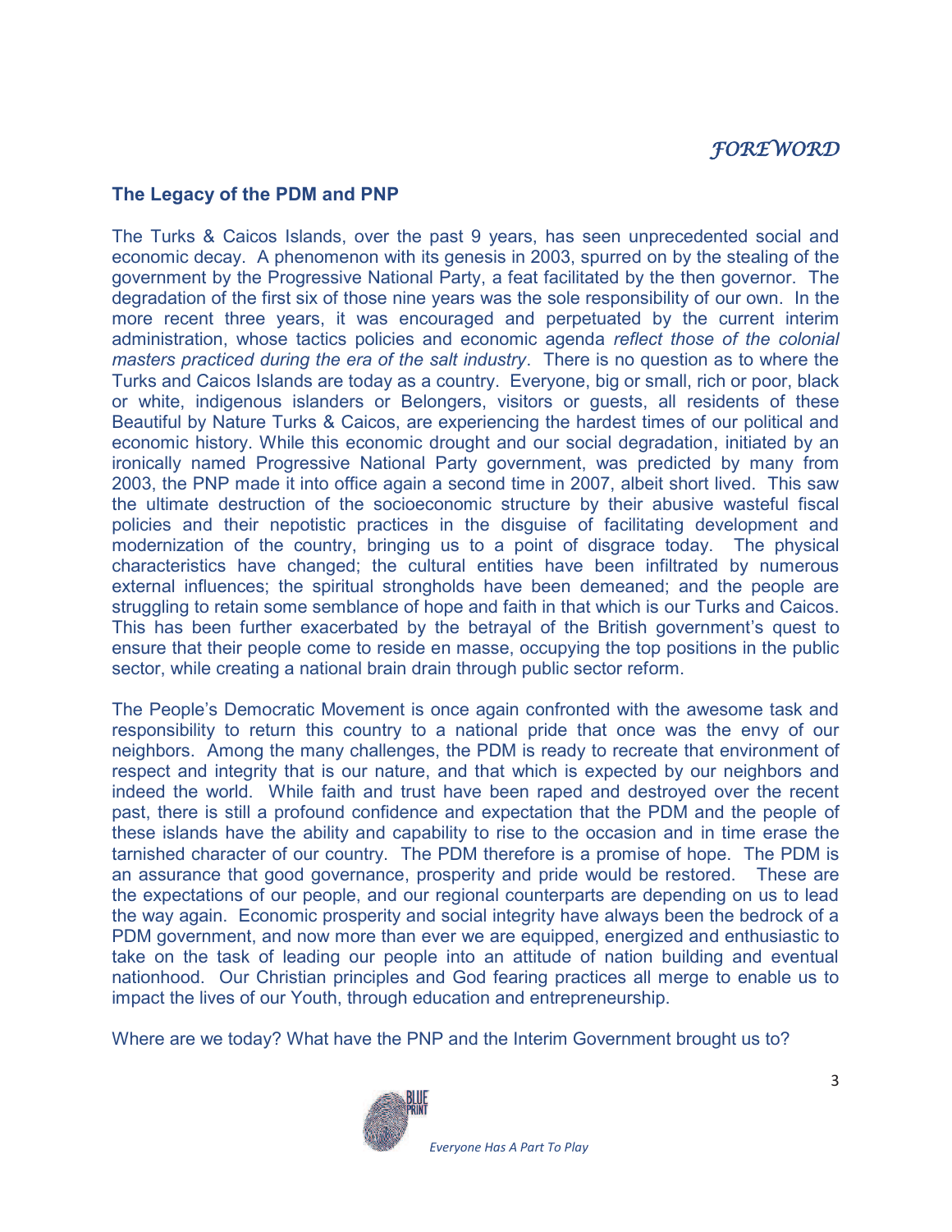# *FOREWORD*

## The Legacy of the PDM and PNP

The Turks & Caicos Islands, over the past 9 years, has seen unprecedented social and economic decay. A phenomenon with its genesis in 2003, spurred on by the stealing of the government by the Progressive National Party, a feat facilitated by the then governor. The degradation of the first six of those nine years was the sole responsibility of our own. In the more recent three years, it was encouraged and perpetuated by the current interim administration, whose tactics policies and economic agenda *reflect those of the colonial masters practiced during the era of the salt industry*. There is no question as to where the Turks and Caicos Islands are today as a country. Everyone, big or small, rich or poor, black or white, indigenous islanders or Belongers, visitors or guests, all residents of these Beautiful by Nature Turks & Caicos, are experiencing the hardest times of our political and economic history. While this economic drought and our social degradation, initiated by an ironically named Progressive National Party government, was predicted by many from 2003, the PNP made it into office again a second time in 2007, albeit short lived. This saw the ultimate destruction of the socioeconomic structure by their abusive wasteful fiscal policies and their nepotistic practices in the disguise of facilitating development and modernization of the country, bringing us to a point of disgrace today. The physical characteristics have changed; the cultural entities have been infiltrated by numerous external influences; the spiritual strongholds have been demeaned; and the people are struggling to retain some semblance of hope and faith in that which is our Turks and Caicos. This has been further exacerbated by the betrayal of the British government's quest to ensure that their people come to reside en masse, occupying the top positions in the public sector, while creating a national brain drain through public sector reform.

The People's Democratic Movement is once again confronted with the awesome task and responsibility to return this country to a national pride that once was the envy of our neighbors. Among the many challenges, the PDM is ready to recreate that environment of respect and integrity that is our nature, and that which is expected by our neighbors and indeed the world. While faith and trust have been raped and destroyed over the recent past, there is still a profound confidence and expectation that the PDM and the people of these islands have the ability and capability to rise to the occasion and in time erase the tarnished character of our country. The PDM therefore is a promise of hope. The PDM is an assurance that good governance, prosperity and pride would be restored. These are the expectations of our people, and our regional counterparts are depending on us to lead the way again. Economic prosperity and social integrity have always been the bedrock of a PDM government, and now more than ever we are equipped, energized and enthusiastic to take on the task of leading our people into an attitude of nation building and eventual nationhood. Our Christian principles and God fearing practices all merge to enable us to impact the lives of our Youth, through education and entrepreneurship.

Where are we today? What have the PNP and the Interim Government brought us to?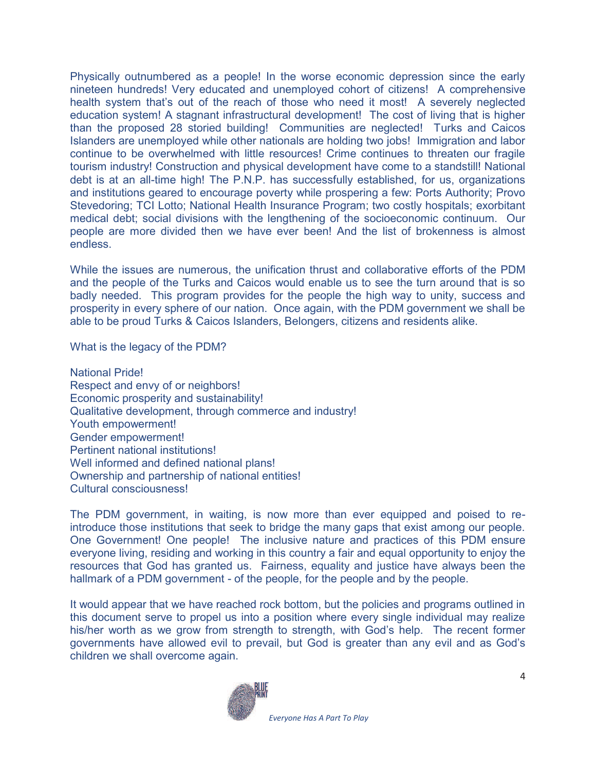Physically outnumbered as a people! In the worse economic depression since the early nineteen hundreds! Very educated and unemployed cohort of citizens! A comprehensive health system that's out of the reach of those who need it most! A severely neglected education system! A stagnant infrastructural development! The cost of living that is higher than the proposed 28 storied building! Communities are neglected! Turks and Caicos Islanders are unemployed while other nationals are holding two jobs! Immigration and labor continue to be overwhelmed with little resources! Crime continues to threaten our fragile tourism industry! Construction and physical development have come to a standstill! National debt is at an all-time high! The P.N.P. has successfully established, for us, organizations and institutions geared to encourage poverty while prospering a few: Ports Authority; Provo Stevedoring; TCI Lotto; National Health Insurance Program; two costly hospitals; exorbitant medical debt; social divisions with the lengthening of the socioeconomic continuum. Our people are more divided then we have ever been! And the list of brokenness is almost endless.

While the issues are numerous, the unification thrust and collaborative efforts of the PDM and the people of the Turks and Caicos would enable us to see the turn around that is so badly needed. This program provides for the people the high way to unity, success and prosperity in every sphere of our nation. Once again, with the PDM government we shall be able to be proud Turks & Caicos Islanders, Belongers, citizens and residents alike.

What is the legacy of the PDM?

National Pride!
Respect and envy of or neighbors!
Economic prosperity and sustainability!
Qualitative development, through commerce and industry!
Youth empowerment!
Gender empowerment!
Pertinent national institutions!
Well informed and defined national plans!
Ownership and partnership of national entities!
Cultural consciousness!

The PDM government, in waiting, is now more than ever equipped and poised to re-introduce those institutions that seek to bridge the many gaps that exist among our people. One Government! One people! The inclusive nature and practices of this PDM ensure everyone living, residing and working in this country a fair and equal opportunity to enjoy the resources that God has granted us. Fairness, equality and justice have always been the hallmark of a PDM government - of the people, for the people and by the people.

It would appear that we have reached rock bottom, but the policies and programs outlined in this document serve to propel us into a position where every single individual may realize his/her worth as we grow from strength to strength, with God's help. The recent former governments have allowed evil to prevail, but God is greater than any evil and as God's children we shall overcome again.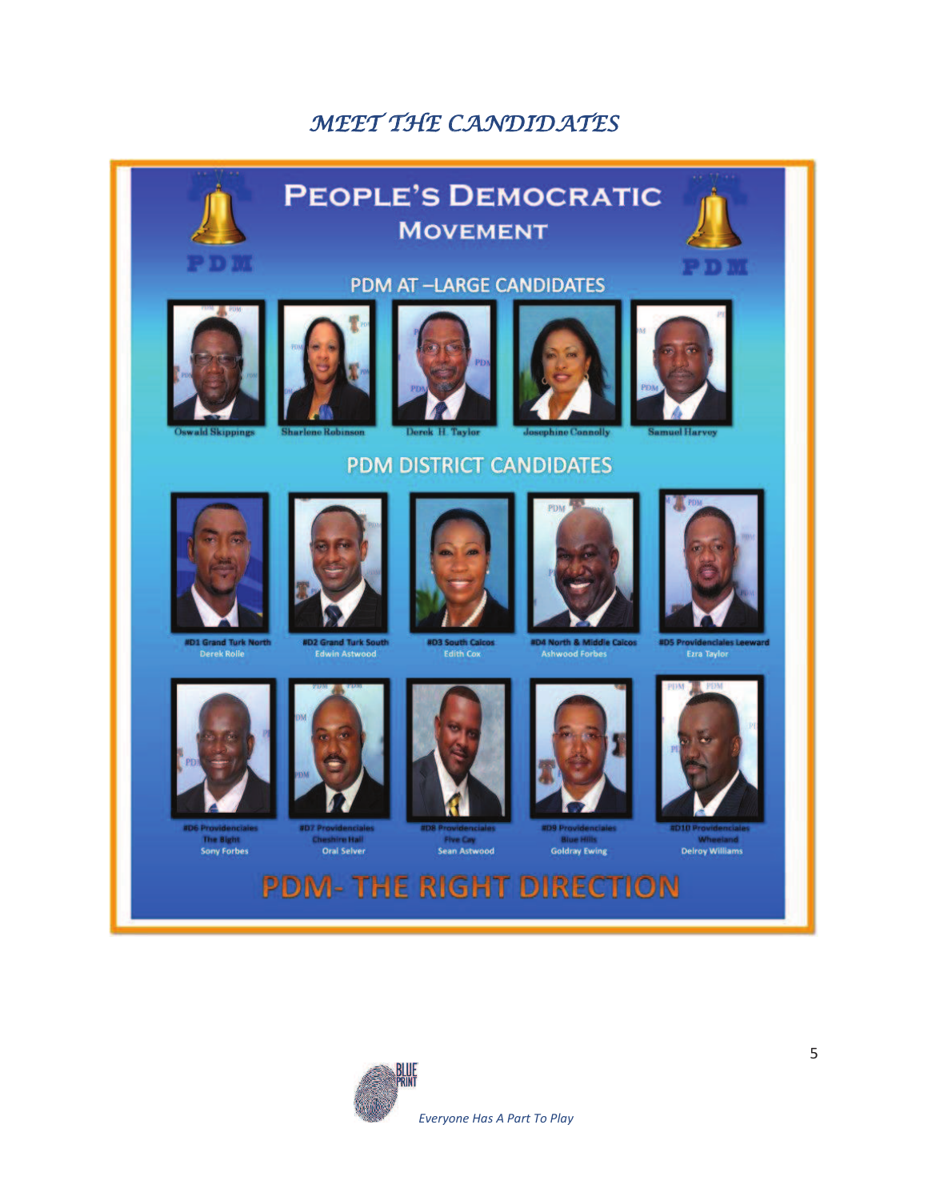*MEET THE CANDIDATES*

# PEOPLE'S DEMOCRATIC MOVEMENT

PDM

## PDM AT –LARGE CANDIDATES

Oswald Skippings

Sharlene Robinson

Derek H. Taylor

Josephine Connolly

Samuel Harvey

## PDM DISTRICT CANDIDATES

#D1 Grand Turk North
Derek Rolle

#D2 Grand Turk South
Edwin Astwood

#D3 South Caicos
Edith Cox

#D4 North & Middle Caicos
Ashwood Forbes

#D5 Providenciales Leeward
Ezra Taylor

#D6 Providenciales
The Bight
Sony Forbes

#D7 Providenciales
Cheshire Hall
Oral Selver

#D8 Providenciales
Five Cay
Sean Astwood

#D9 Providenciales
Blue Hills
Goldray Ewing

#D10 Providenciales
Wheeland
Delroy Williams

## PDM- THE RIGHT DIRECTION

BLUE PRINT

*Everyone Has A Part To Play*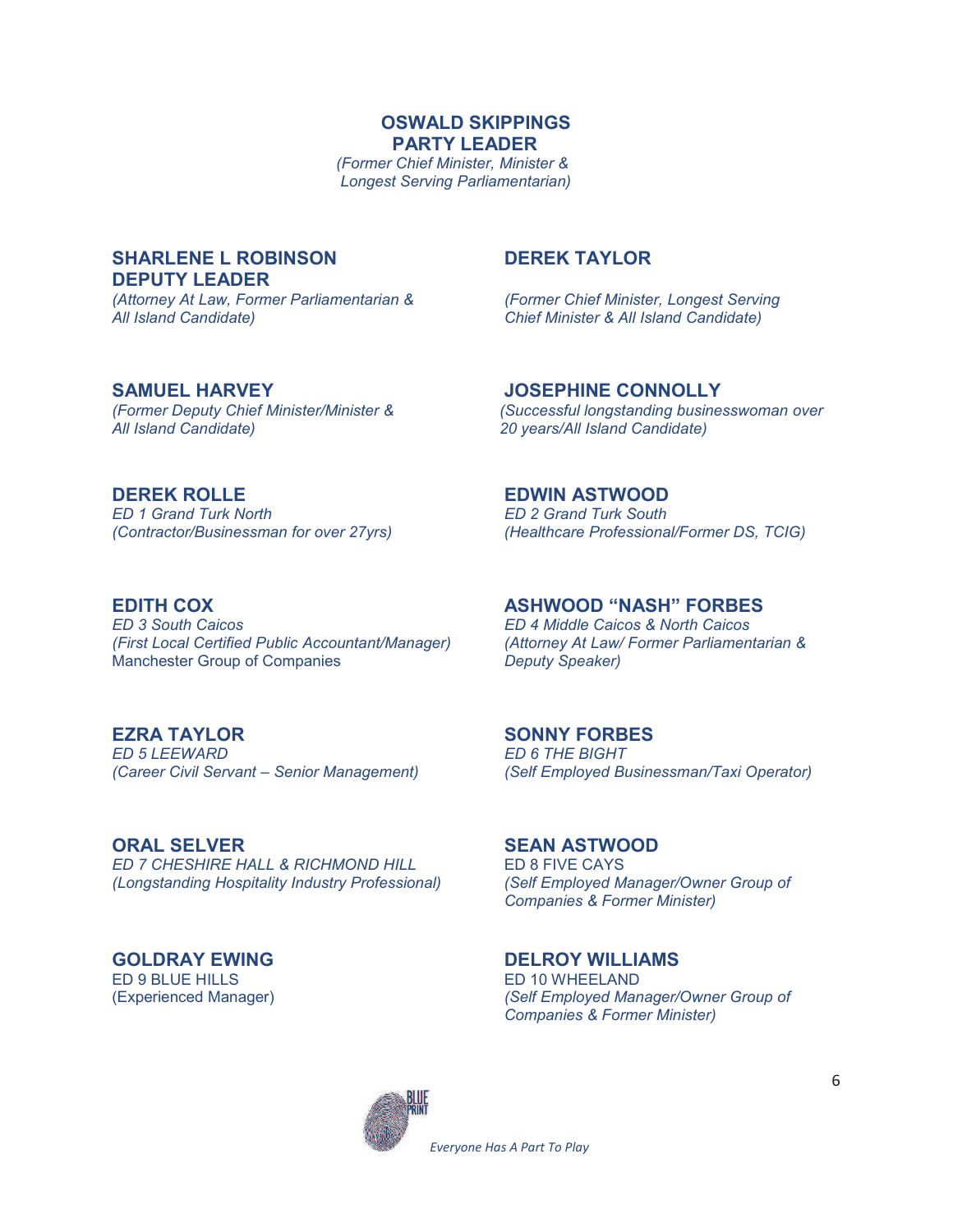**OSWALD SKIPPINGS**
**PARTY LEADER**
*(Former Chief Minister, Minister & Longest Serving Parliamentarian)*

**SHARLENE L ROBINSON**
**DEPUTY LEADER**
*(Attorney At Law, Former Parliamentarian & All Island Candidate)*

**DEREK TAYLOR**
*(Former Chief Minister, Longest Serving Chief Minister & All Island Candidate)*

**SAMUEL HARVEY**
*(Former Deputy Chief Minister/Minister & All Island Candidate)*

**JOSEPHINE CONNOLLY**
*(Successful longstanding businesswoman over 20 years/All Island Candidate)*

**DEREK ROLLE**
*ED 1 Grand Turk North*
*(Contractor/Businessman for over 27yrs)*

**EDWIN ASTWOOD**
*ED 2 Grand Turk South*
*(Healthcare Professional/Former DS, TCIG)*

**EDITH COX**
*ED 3 South Caicos*
*(First Local Certified Public Accountant/Manager)*
Manchester Group of Companies

**ASHWOOD "NASH" FORBES**
*ED 4 Middle Caicos & North Caicos*
*(Attorney At Law/ Former Parliamentarian & Deputy Speaker)*

**EZRA TAYLOR**
*ED 5 LEEWARD*
*(Career Civil Servant – Senior Management)*

**SONNY FORBES**
*ED 6 THE BIGHT*
*(Self Employed Businessman/Taxi Operator)*

**ORAL SELVER**
*ED 7 CHESHIRE HALL & RICHMOND HILL*
*(Longstanding Hospitality Industry Professional)*

**SEAN ASTWOOD**
ED 8 FIVE CAYS
*(Self Employed Manager/Owner Group of Companies & Former Minister)*

**GOLDRAY EWING**
ED 9 BLUE HILLS
(Experienced Manager)

**DELROY WILLIAMS**
ED 10 WHEELAND
*(Self Employed Manager/Owner Group of Companies & Former Minister)*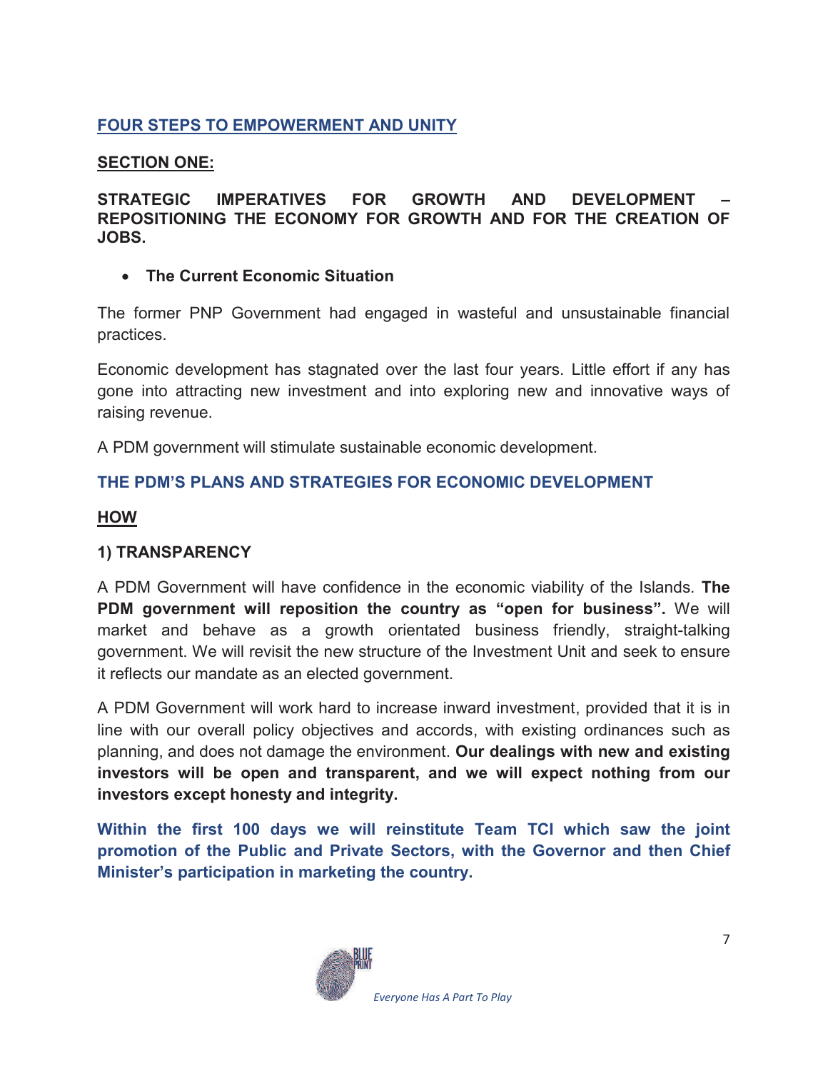## FOUR STEPS TO EMPOWERMENT AND UNITY

### SECTION ONE:

### STRATEGIC IMPERATIVES FOR GROWTH AND DEVELOPMENT – REPOSITIONING THE ECONOMY FOR GROWTH AND FOR THE CREATION OF JOBS.

- **The Current Economic Situation**

The former PNP Government had engaged in wasteful and unsustainable financial practices.

Economic development has stagnated over the last four years. Little effort if any has gone into attracting new investment and into exploring new and innovative ways of raising revenue.

A PDM government will stimulate sustainable economic development.

### THE PDM'S PLANS AND STRATEGIES FOR ECONOMIC DEVELOPMENT

#### HOW

#### 1) TRANSPARENCY

A PDM Government will have confidence in the economic viability of the Islands. **The PDM government will reposition the country as "open for business".** We will market and behave as a growth orientated business friendly, straight-talking government. We will revisit the new structure of the Investment Unit and seek to ensure it reflects our mandate as an elected government.

A PDM Government will work hard to increase inward investment, provided that it is in line with our overall policy objectives and accords, with existing ordinances such as planning, and does not damage the environment. **Our dealings with new and existing investors will be open and transparent, and we will expect nothing from our investors except honesty and integrity.**

**Within the first 100 days we will reinstitute Team TCI which saw the joint promotion of the Public and Private Sectors, with the Governor and then Chief Minister's participation in marketing the country.**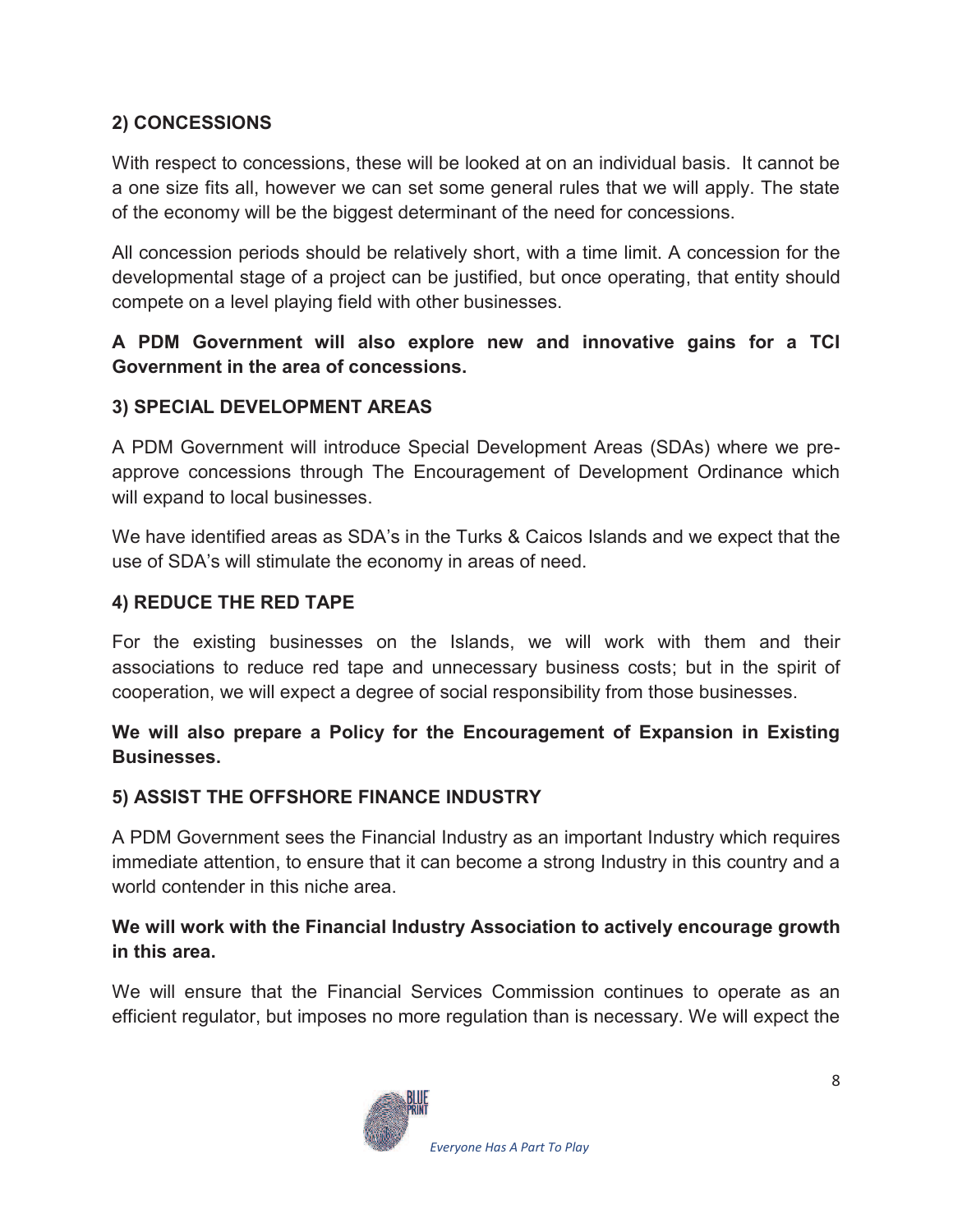## 2) CONCESSIONS

With respect to concessions, these will be looked at on an individual basis. It cannot be a one size fits all, however we can set some general rules that we will apply. The state of the economy will be the biggest determinant of the need for concessions.

All concession periods should be relatively short, with a time limit. A concession for the developmental stage of a project can be justified, but once operating, that entity should compete on a level playing field with other businesses.

**A PDM Government will also explore new and innovative gains for a TCI Government in the area of concessions.**

## 3) SPECIAL DEVELOPMENT AREAS

A PDM Government will introduce Special Development Areas (SDAs) where we pre-approve concessions through The Encouragement of Development Ordinance which will expand to local businesses.

We have identified areas as SDA's in the Turks & Caicos Islands and we expect that the use of SDA's will stimulate the economy in areas of need.

## 4) REDUCE THE RED TAPE

For the existing businesses on the Islands, we will work with them and their associations to reduce red tape and unnecessary business costs; but in the spirit of cooperation, we will expect a degree of social responsibility from those businesses.

**We will also prepare a Policy for the Encouragement of Expansion in Existing Businesses.**

## 5) ASSIST THE OFFSHORE FINANCE INDUSTRY

A PDM Government sees the Financial Industry as an important Industry which requires immediate attention, to ensure that it can become a strong Industry in this country and a world contender in this niche area.

**We will work with the Financial Industry Association to actively encourage growth in this area.**

We will ensure that the Financial Services Commission continues to operate as an efficient regulator, but imposes no more regulation than is necessary. We will expect the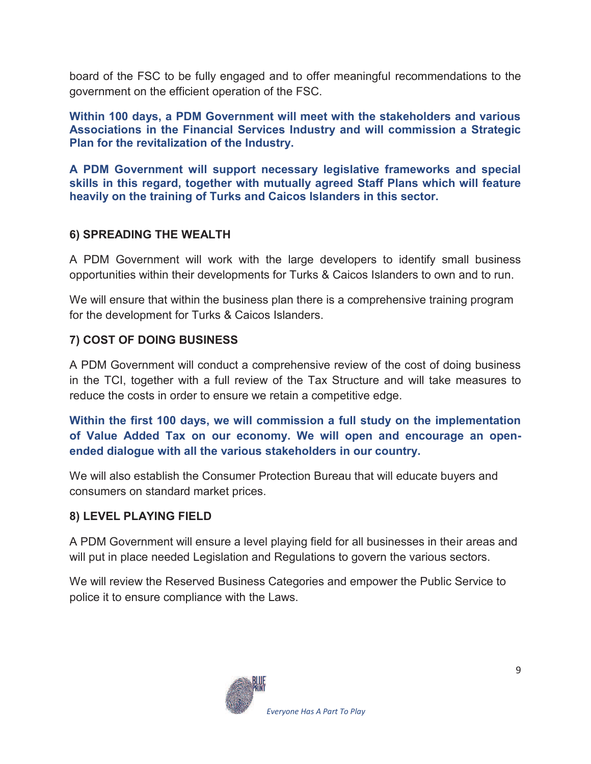board of the FSC to be fully engaged and to offer meaningful recommendations to the government on the efficient operation of the FSC.

**Within 100 days, a PDM Government will meet with the stakeholders and various Associations in the Financial Services Industry and will commission a Strategic Plan for the revitalization of the Industry.**

**A PDM Government will support necessary legislative frameworks and special skills in this regard, together with mutually agreed Staff Plans which will feature heavily on the training of Turks and Caicos Islanders in this sector.**

### 6) SPREADING THE WEALTH

A PDM Government will work with the large developers to identify small business opportunities within their developments for Turks & Caicos Islanders to own and to run.

We will ensure that within the business plan there is a comprehensive training program for the development for Turks & Caicos Islanders.

### 7) COST OF DOING BUSINESS

A PDM Government will conduct a comprehensive review of the cost of doing business in the TCI, together with a full review of the Tax Structure and will take measures to reduce the costs in order to ensure we retain a competitive edge.

**Within the first 100 days, we will commission a full study on the implementation of Value Added Tax on our economy. We will open and encourage an open-ended dialogue with all the various stakeholders in our country.**

We will also establish the Consumer Protection Bureau that will educate buyers and consumers on standard market prices.

### 8) LEVEL PLAYING FIELD

A PDM Government will ensure a level playing field for all businesses in their areas and will put in place needed Legislation and Regulations to govern the various sectors.

We will review the Reserved Business Categories and empower the Public Service to police it to ensure compliance with the Laws.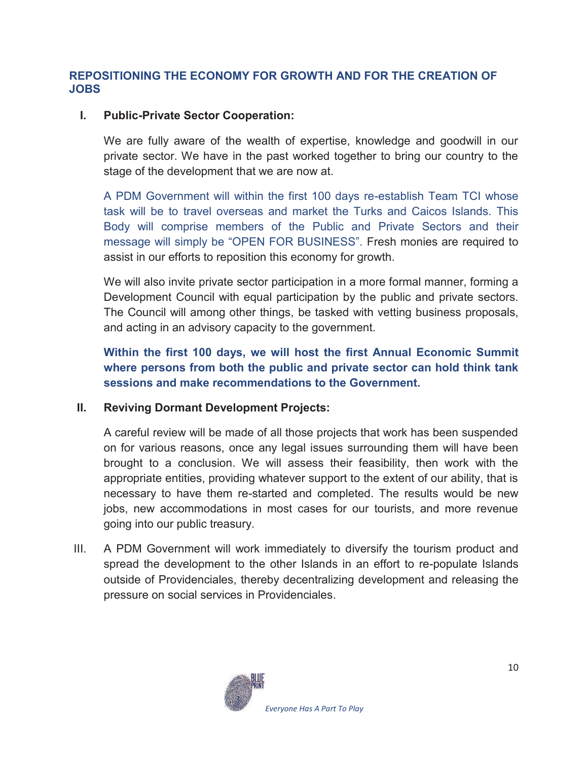## REPOSITIONING THE ECONOMY FOR GROWTH AND FOR THE CREATION OF JOBS

I. **Public-Private Sector Cooperation:**

We are fully aware of the wealth of expertise, knowledge and goodwill in our private sector. We have in the past worked together to bring our country to the stage of the development that we are now at.

A PDM Government will within the first 100 days re-establish Team TCI whose task will be to travel overseas and market the Turks and Caicos Islands. This Body will comprise members of the Public and Private Sectors and their message will simply be "OPEN FOR BUSINESS". Fresh monies are required to assist in our efforts to reposition this economy for growth.

We will also invite private sector participation in a more formal manner, forming a Development Council with equal participation by the public and private sectors. The Council will among other things, be tasked with vetting business proposals, and acting in an advisory capacity to the government.

**Within the first 100 days, we will host the first Annual Economic Summit where persons from both the public and private sector can hold think tank sessions and make recommendations to the Government.**

II. **Reviving Dormant Development Projects:**

A careful review will be made of all those projects that work has been suspended on for various reasons, once any legal issues surrounding them will have been brought to a conclusion. We will assess their feasibility, then work with the appropriate entities, providing whatever support to the extent of our ability, that is necessary to have them re-started and completed. The results would be new jobs, new accommodations in most cases for our tourists, and more revenue going into our public treasury.

III. A PDM Government will work immediately to diversify the tourism product and spread the development to the other Islands in an effort to re-populate Islands outside of Providenciales, thereby decentralizing development and releasing the pressure on social services in Providenciales.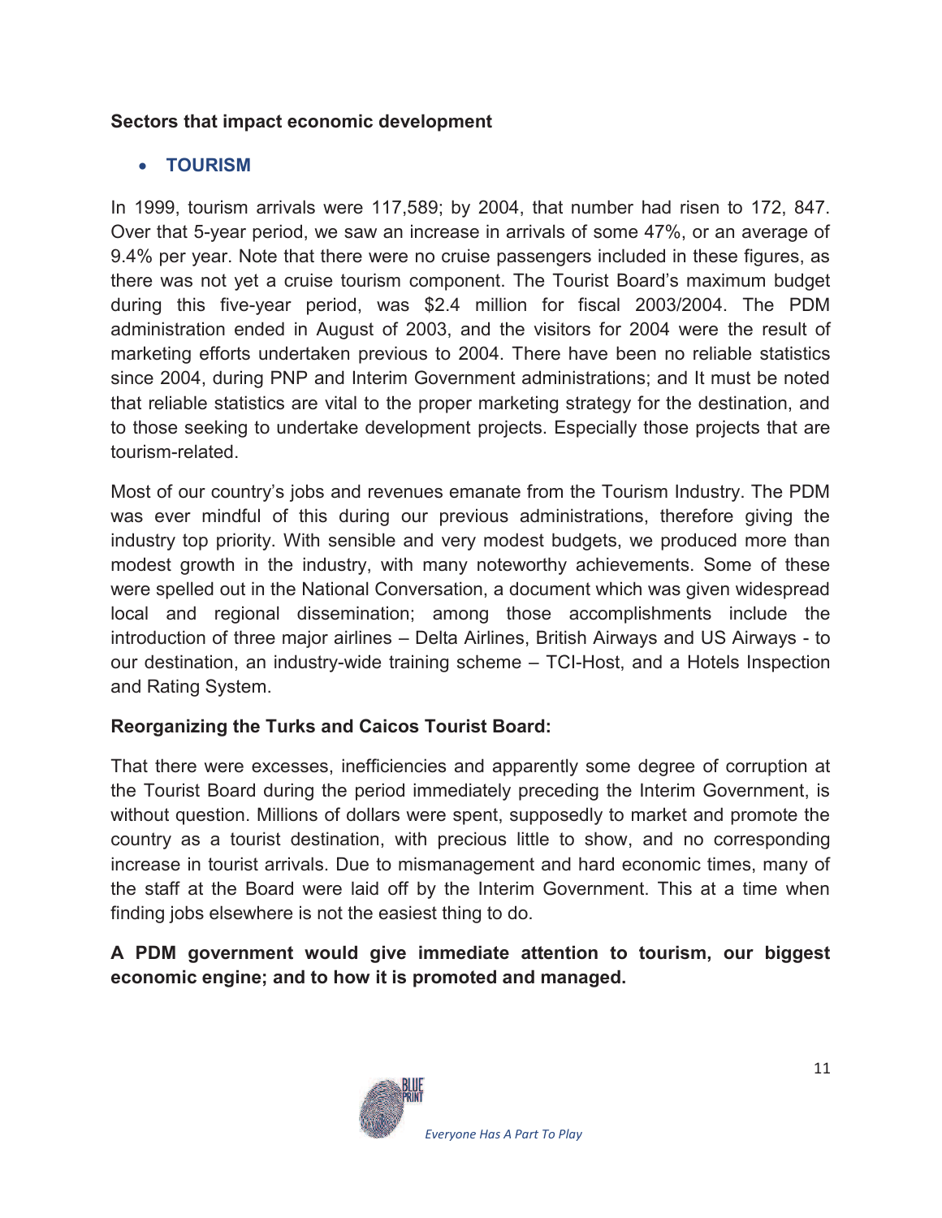**Sectors that impact economic development**

- **TOURISM**

In 1999, tourism arrivals were 117,589; by 2004, that number had risen to 172, 847. Over that 5-year period, we saw an increase in arrivals of some 47%, or an average of 9.4% per year. Note that there were no cruise passengers included in these figures, as there was not yet a cruise tourism component. The Tourist Board's maximum budget during this five-year period, was $2.4 million for fiscal 2003/2004. The PDM administration ended in August of 2003, and the visitors for 2004 were the result of marketing efforts undertaken previous to 2004. There have been no reliable statistics since 2004, during PNP and Interim Government administrations; and It must be noted that reliable statistics are vital to the proper marketing strategy for the destination, and to those seeking to undertake development projects. Especially those projects that are tourism-related.

Most of our country's jobs and revenues emanate from the Tourism Industry. The PDM was ever mindful of this during our previous administrations, therefore giving the industry top priority. With sensible and very modest budgets, we produced more than modest growth in the industry, with many noteworthy achievements. Some of these were spelled out in the National Conversation, a document which was given widespread local and regional dissemination; among those accomplishments include the introduction of three major airlines – Delta Airlines, British Airways and US Airways - to our destination, an industry-wide training scheme – TCI-Host, and a Hotels Inspection and Rating System.

**Reorganizing the Turks and Caicos Tourist Board:**

That there were excesses, inefficiencies and apparently some degree of corruption at the Tourist Board during the period immediately preceding the Interim Government, is without question. Millions of dollars were spent, supposedly to market and promote the country as a tourist destination, with precious little to show, and no corresponding increase in tourist arrivals. Due to mismanagement and hard economic times, many of the staff at the Board were laid off by the Interim Government. This at a time when finding jobs elsewhere is not the easiest thing to do.

**A PDM government would give immediate attention to tourism, our biggest economic engine; and to how it is promoted and managed.**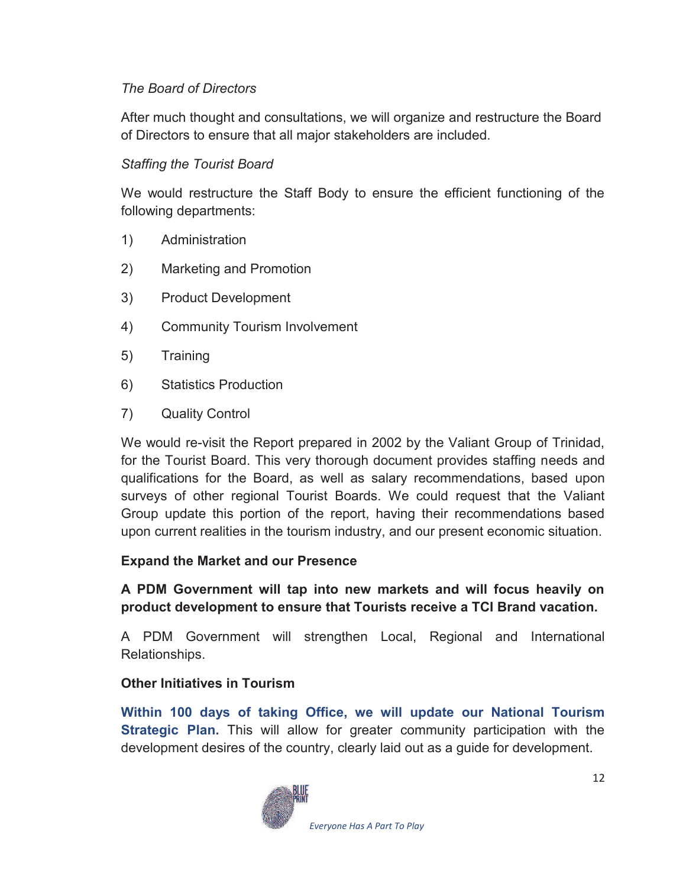*The Board of Directors*

After much thought and consultations, we will organize and restructure the Board of Directors to ensure that all major stakeholders are included.

*Staffing the Tourist Board*

We would restructure the Staff Body to ensure the efficient functioning of the following departments:

1) Administration
2) Marketing and Promotion
3) Product Development
4) Community Tourism Involvement
5) Training
6) Statistics Production
7) Quality Control

We would re-visit the Report prepared in 2002 by the Valiant Group of Trinidad, for the Tourist Board. This very thorough document provides staffing needs and qualifications for the Board, as well as salary recommendations, based upon surveys of other regional Tourist Boards. We could request that the Valiant Group update this portion of the report, having their recommendations based upon current realities in the tourism industry, and our present economic situation.

**Expand the Market and our Presence**

**A PDM Government will tap into new markets and will focus heavily on product development to ensure that Tourists receive a TCI Brand vacation.**

A PDM Government will strengthen Local, Regional and International Relationships.

**Other Initiatives in Tourism**

**Within 100 days of taking Office, we will update our National Tourism Strategic Plan.** This will allow for greater community participation with the development desires of the country, clearly laid out as a guide for development.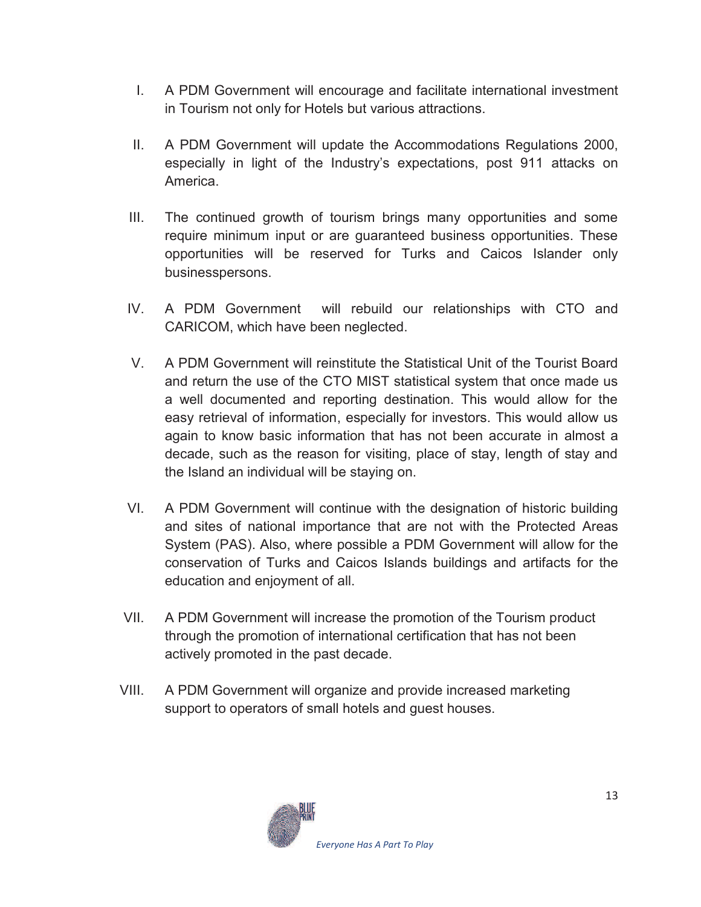I. A PDM Government will encourage and facilitate international investment in Tourism not only for Hotels but various attractions.

II. A PDM Government will update the Accommodations Regulations 2000, especially in light of the Industry's expectations, post 911 attacks on America.

III. The continued growth of tourism brings many opportunities and some require minimum input or are guaranteed business opportunities. These opportunities will be reserved for Turks and Caicos Islander only businesspersons.

IV. A PDM Government will rebuild our relationships with CTO and CARICOM, which have been neglected.

V. A PDM Government will reinstitute the Statistical Unit of the Tourist Board and return the use of the CTO MIST statistical system that once made us a well documented and reporting destination. This would allow for the easy retrieval of information, especially for investors. This would allow us again to know basic information that has not been accurate in almost a decade, such as the reason for visiting, place of stay, length of stay and the Island an individual will be staying on.

VI. A PDM Government will continue with the designation of historic building and sites of national importance that are not with the Protected Areas System (PAS). Also, where possible a PDM Government will allow for the conservation of Turks and Caicos Islands buildings and artifacts for the education and enjoyment of all.

VII. A PDM Government will increase the promotion of the Tourism product through the promotion of international certification that has not been actively promoted in the past decade.

VIII. A PDM Government will organize and provide increased marketing support to operators of small hotels and guest houses.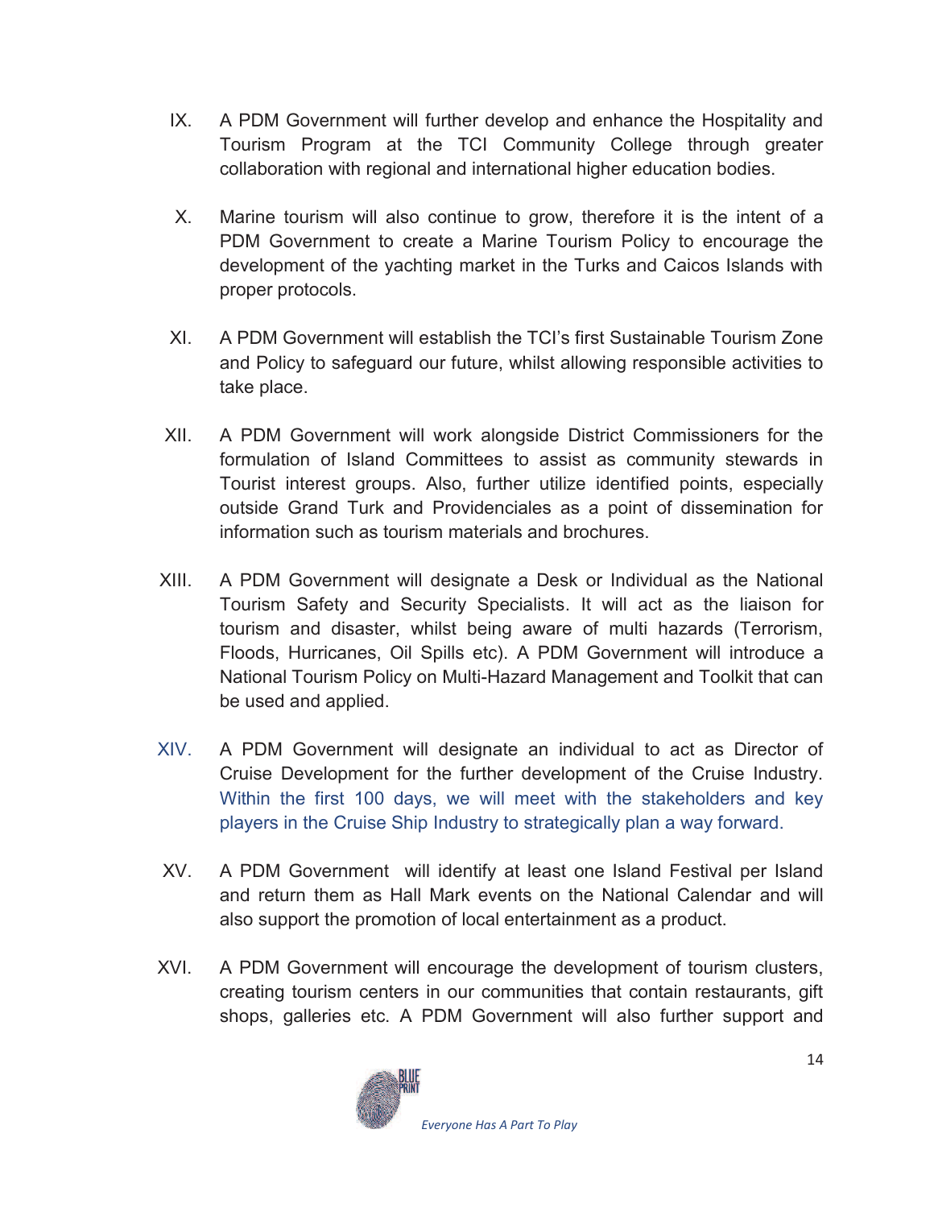IX. A PDM Government will further develop and enhance the Hospitality and Tourism Program at the TCI Community College through greater collaboration with regional and international higher education bodies.

X. Marine tourism will also continue to grow, therefore it is the intent of a PDM Government to create a Marine Tourism Policy to encourage the development of the yachting market in the Turks and Caicos Islands with proper protocols.

XI. A PDM Government will establish the TCI's first Sustainable Tourism Zone and Policy to safeguard our future, whilst allowing responsible activities to take place.

XII. A PDM Government will work alongside District Commissioners for the formulation of Island Committees to assist as community stewards in Tourist interest groups. Also, further utilize identified points, especially outside Grand Turk and Providenciales as a point of dissemination for information such as tourism materials and brochures.

XIII. A PDM Government will designate a Desk or Individual as the National Tourism Safety and Security Specialists. It will act as the liaison for tourism and disaster, whilst being aware of multi hazards (Terrorism, Floods, Hurricanes, Oil Spills etc). A PDM Government will introduce a National Tourism Policy on Multi-Hazard Management and Toolkit that can be used and applied.

XIV. A PDM Government will designate an individual to act as Director of Cruise Development for the further development of the Cruise Industry. Within the first 100 days, we will meet with the stakeholders and key players in the Cruise Ship Industry to strategically plan a way forward.

XV. A PDM Government will identify at least one Island Festival per Island and return them as Hall Mark events on the National Calendar and will also support the promotion of local entertainment as a product.

XVI. A PDM Government will encourage the development of tourism clusters, creating tourism centers in our communities that contain restaurants, gift shops, galleries etc. A PDM Government will also further support and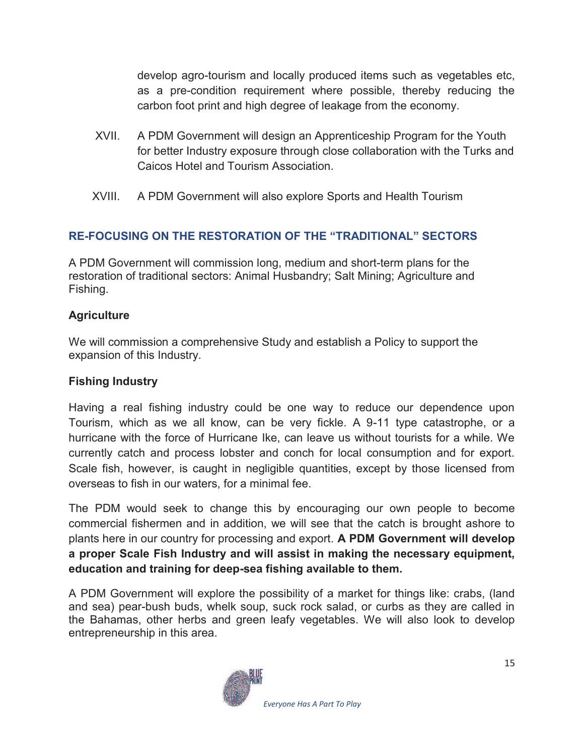develop agro-tourism and locally produced items such as vegetables etc, as a pre-condition requirement where possible, thereby reducing the carbon foot print and high degree of leakage from the economy.

XVII. A PDM Government will design an Apprenticeship Program for the Youth for better Industry exposure through close collaboration with the Turks and Caicos Hotel and Tourism Association.

XVIII. A PDM Government will also explore Sports and Health Tourism

## RE-FOCUSING ON THE RESTORATION OF THE "TRADITIONAL" SECTORS

A PDM Government will commission long, medium and short-term plans for the restoration of traditional sectors: Animal Husbandry; Salt Mining; Agriculture and Fishing.

### Agriculture

We will commission a comprehensive Study and establish a Policy to support the expansion of this Industry.

### Fishing Industry

Having a real fishing industry could be one way to reduce our dependence upon Tourism, which as we all know, can be very fickle. A 9-11 type catastrophe, or a hurricane with the force of Hurricane Ike, can leave us without tourists for a while. We currently catch and process lobster and conch for local consumption and for export. Scale fish, however, is caught in negligible quantities, except by those licensed from overseas to fish in our waters, for a minimal fee.

The PDM would seek to change this by encouraging our own people to become commercial fishermen and in addition, we will see that the catch is brought ashore to plants here in our country for processing and export. **A PDM Government will develop a proper Scale Fish Industry and will assist in making the necessary equipment, education and training for deep-sea fishing available to them.**

A PDM Government will explore the possibility of a market for things like: crabs, (land and sea) pear-bush buds, whelk soup, suck rock salad, or curbs as they are called in the Bahamas, other herbs and green leafy vegetables. We will also look to develop entrepreneurship in this area.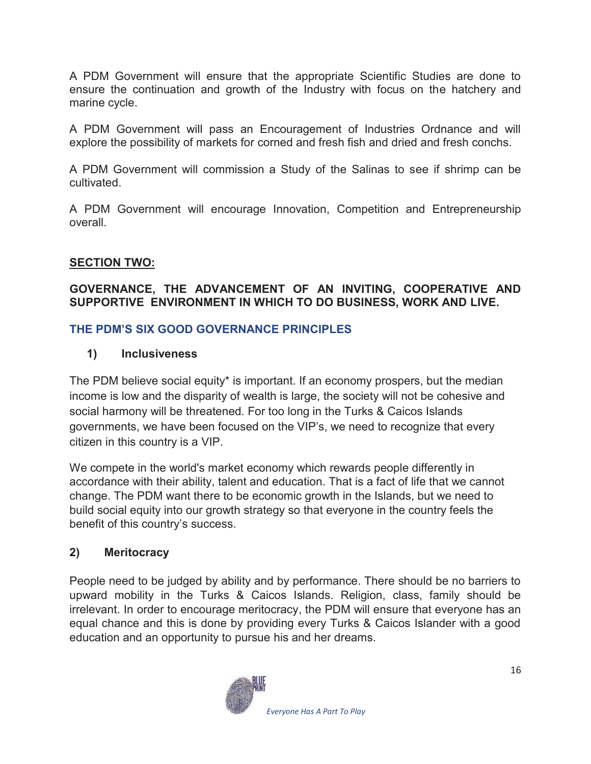A PDM Government will ensure that the appropriate Scientific Studies are done to ensure the continuation and growth of the Industry with focus on the hatchery and marine cycle.

A PDM Government will pass an Encouragement of Industries Ordnance and will explore the possibility of markets for corned and fresh fish and dried and fresh conchs.

A PDM Government will commission a Study of the Salinas to see if shrimp can be cultivated.

A PDM Government will encourage Innovation, Competition and Entrepreneurship overall.

## <u>SECTION TWO:</u>

**GOVERNANCE, THE ADVANCEMENT OF AN INVITING, COOPERATIVE AND SUPPORTIVE ENVIRONMENT IN WHICH TO DO BUSINESS, WORK AND LIVE.**

### THE PDM'S SIX GOOD GOVERNANCE PRINCIPLES

#### 1) Inclusiveness

The PDM believe social equity* is important. If an economy prospers, but the median income is low and the disparity of wealth is large, the society will not be cohesive and social harmony will be threatened. For too long in the Turks & Caicos Islands governments, we have been focused on the VIP's, we need to recognize that every citizen in this country is a VIP.

We compete in the world's market economy which rewards people differently in accordance with their ability, talent and education. That is a fact of life that we cannot change. The PDM want there to be economic growth in the Islands, but we need to build social equity into our growth strategy so that everyone in the country feels the benefit of this country's success.

#### 2) Meritocracy

People need to be judged by ability and by performance. There should be no barriers to upward mobility in the Turks & Caicos Islands. Religion, class, family should be irrelevant. In order to encourage meritocracy, the PDM will ensure that everyone has an equal chance and this is done by providing every Turks & Caicos Islander with a good education and an opportunity to pursue his and her dreams.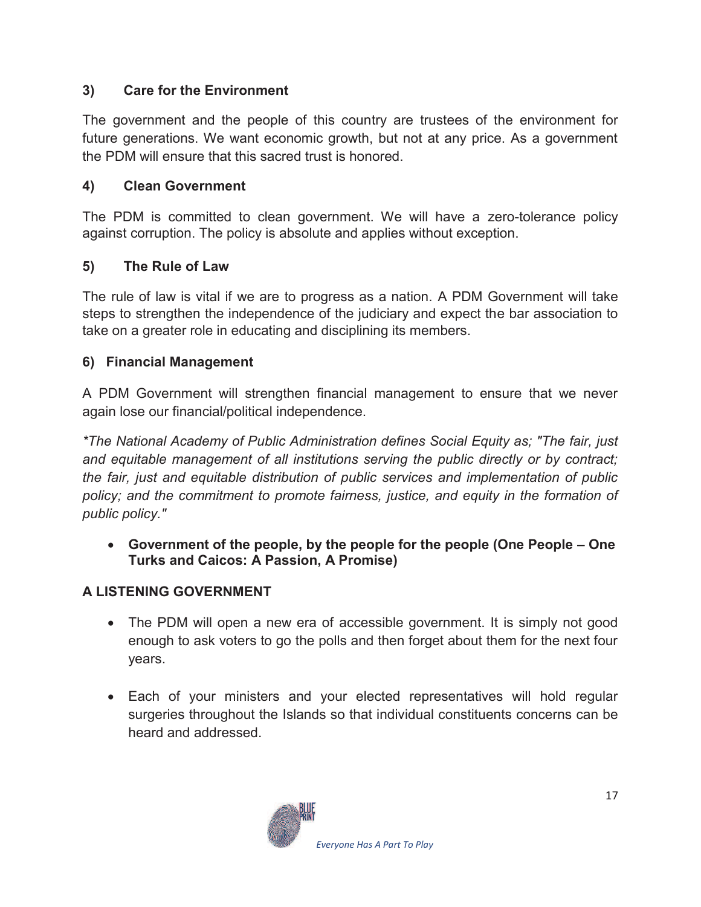### 3) Care for the Environment

The government and the people of this country are trustees of the environment for future generations. We want economic growth, but not at any price. As a government the PDM will ensure that this sacred trust is honored.

### 4) Clean Government

The PDM is committed to clean government. We will have a zero-tolerance policy against corruption. The policy is absolute and applies without exception.

### 5) The Rule of Law

The rule of law is vital if we are to progress as a nation. A PDM Government will take steps to strengthen the independence of the judiciary and expect the bar association to take on a greater role in educating and disciplining its members.

### 6) Financial Management

A PDM Government will strengthen financial management to ensure that we never again lose our financial/political independence.

*\*The National Academy of Public Administration defines Social Equity as; "The fair, just and equitable management of all institutions serving the public directly or by contract; the fair, just and equitable distribution of public services and implementation of public policy; and the commitment to promote fairness, justice, and equity in the formation of public policy."*

- **Government of the people, by the people for the people (One People – One Turks and Caicos: A Passion, A Promise)**

## A LISTENING GOVERNMENT

- The PDM will open a new era of accessible government. It is simply not good enough to ask voters to go the polls and then forget about them for the next four years.
- Each of your ministers and your elected representatives will hold regular surgeries throughout the Islands so that individual constituents concerns can be heard and addressed.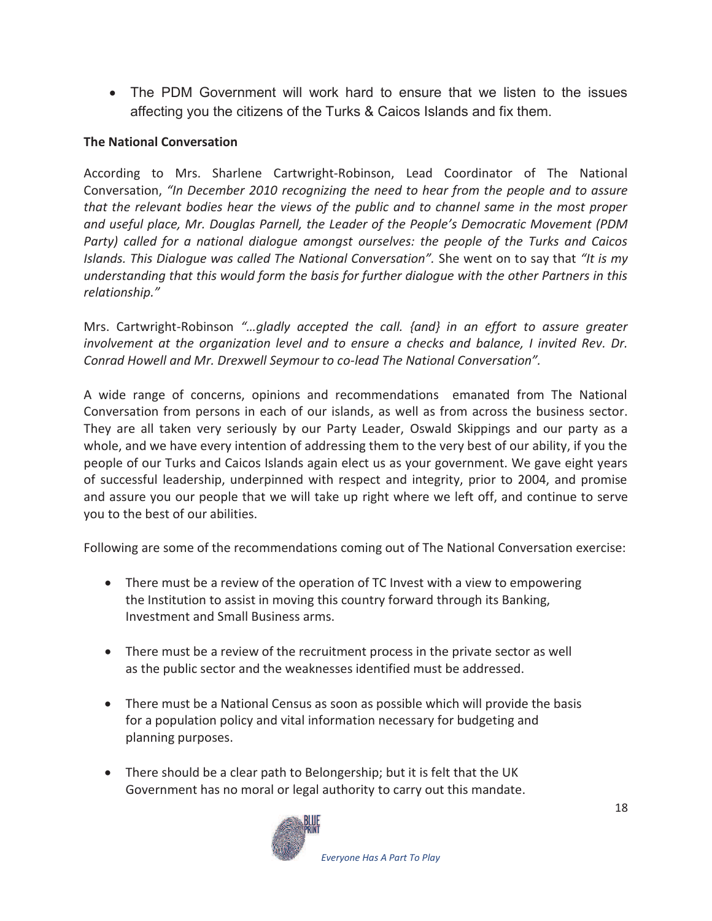- The PDM Government will work hard to ensure that we listen to the issues affecting you the citizens of the Turks & Caicos Islands and fix them.

**The National Conversation**

According to Mrs. Sharlene Cartwright-Robinson, Lead Coordinator of The National Conversation, *"In December 2010 recognizing the need to hear from the people and to assure that the relevant bodies hear the views of the public and to channel same in the most proper and useful place, Mr. Douglas Parnell, the Leader of the People's Democratic Movement (PDM Party) called for a national dialogue amongst ourselves: the people of the Turks and Caicos Islands. This Dialogue was called The National Conversation".* She went on to say that *"It is my understanding that this would form the basis for further dialogue with the other Partners in this relationship."*

Mrs. Cartwright-Robinson *"...gladly accepted the call. {and} in an effort to assure greater involvement at the organization level and to ensure a checks and balance, I invited Rev. Dr. Conrad Howell and Mr. Drexwell Seymour to co-lead The National Conversation".*

A wide range of concerns, opinions and recommendations emanated from The National Conversation from persons in each of our islands, as well as from across the business sector. They are all taken very seriously by our Party Leader, Oswald Skippings and our party as a whole, and we have every intention of addressing them to the very best of our ability, if you the people of our Turks and Caicos Islands again elect us as your government. We gave eight years of successful leadership, underpinned with respect and integrity, prior to 2004, and promise and assure you our people that we will take up right where we left off, and continue to serve you to the best of our abilities.

Following are some of the recommendations coming out of The National Conversation exercise:

- There must be a review of the operation of TC Invest with a view to empowering the Institution to assist in moving this country forward through its Banking, Investment and Small Business arms.
- There must be a review of the recruitment process in the private sector as well as the public sector and the weaknesses identified must be addressed.
- There must be a National Census as soon as possible which will provide the basis for a population policy and vital information necessary for budgeting and planning purposes.
- There should be a clear path to Belongership; but it is felt that the UK Government has no moral or legal authority to carry out this mandate.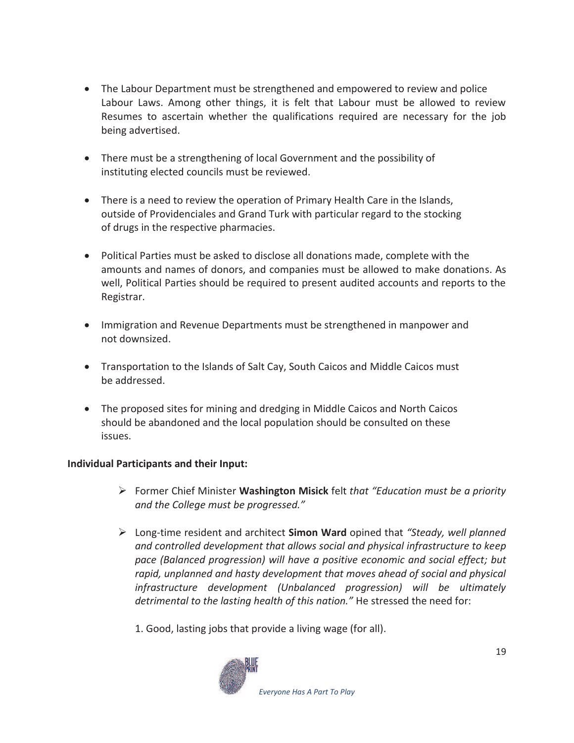- The Labour Department must be strengthened and empowered to review and police Labour Laws. Among other things, it is felt that Labour must be allowed to review Resumes to ascertain whether the qualifications required are necessary for the job being advertised.

- There must be a strengthening of local Government and the possibility of instituting elected councils must be reviewed.

- There is a need to review the operation of Primary Health Care in the Islands, outside of Providenciales and Grand Turk with particular regard to the stocking of drugs in the respective pharmacies.

- Political Parties must be asked to disclose all donations made, complete with the amounts and names of donors, and companies must be allowed to make donations. As well, Political Parties should be required to present audited accounts and reports to the Registrar.

- Immigration and Revenue Departments must be strengthened in manpower and not downsized.

- Transportation to the Islands of Salt Cay, South Caicos and Middle Caicos must be addressed.

- The proposed sites for mining and dredging in Middle Caicos and North Caicos should be abandoned and the local population should be consulted on these issues.

**Individual Participants and their Input:**

- Former Chief Minister **Washington Misick** felt *that "Education must be a priority and the College must be progressed."*

- Long-time resident and architect **Simon Ward** opined that *"Steady, well planned and controlled development that allows social and physical infrastructure to keep pace (Balanced progression) will have a positive economic and social effect; but rapid, unplanned and hasty development that moves ahead of social and physical infrastructure development (Unbalanced progression) will be ultimately detrimental to the lasting health of this nation."* He stressed the need for:

  1. Good, lasting jobs that provide a living wage (for all).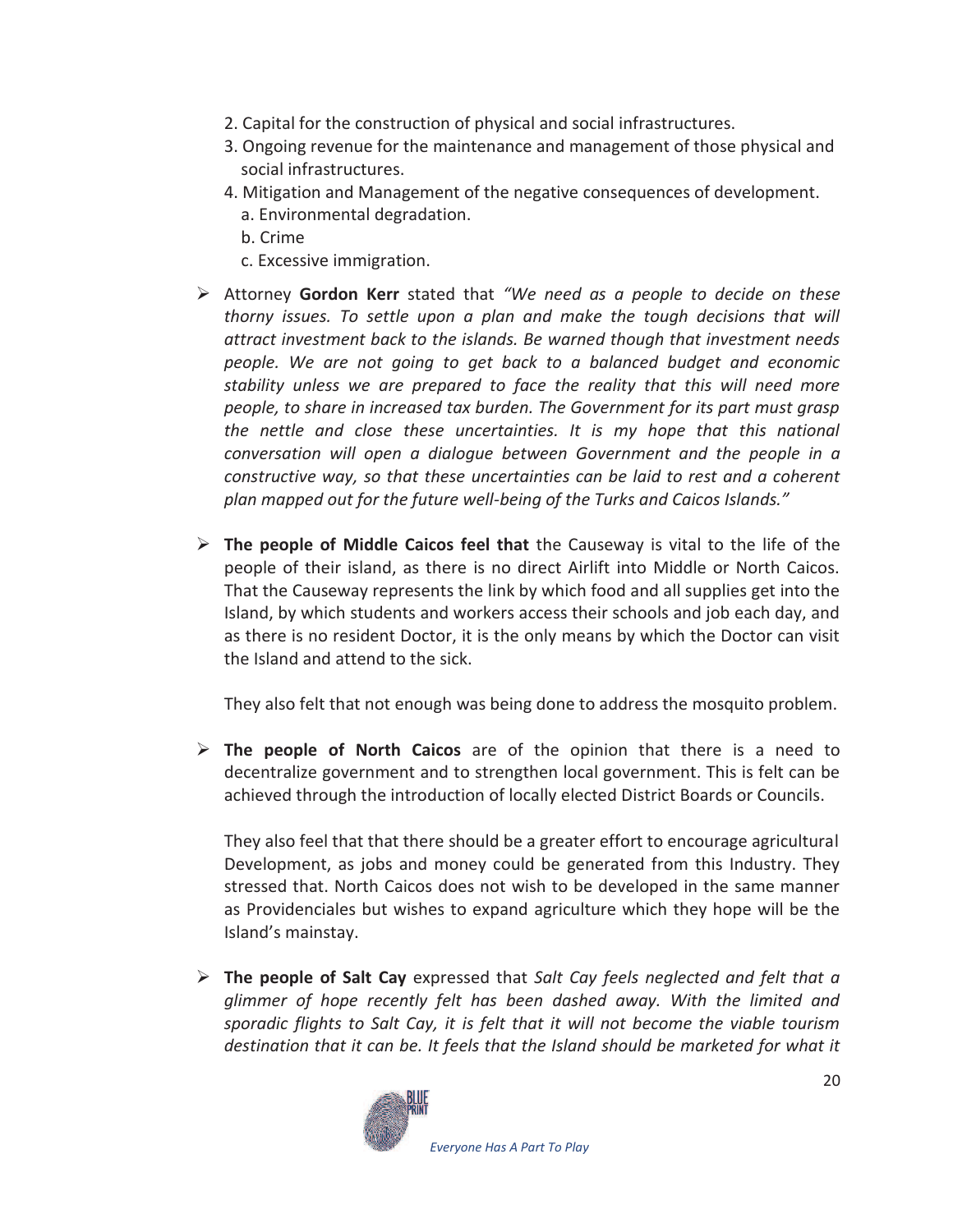2. Capital for the construction of physical and social infrastructures.
3. Ongoing revenue for the maintenance and management of those physical and social infrastructures.
4. Mitigation and Management of the negative consequences of development.
   a. Environmental degradation.
   b. Crime
   c. Excessive immigration.

- Attorney **Gordon Kerr** stated that *"We need as a people to decide on these thorny issues. To settle upon a plan and make the tough decisions that will attract investment back to the islands. Be warned though that investment needs people. We are not going to get back to a balanced budget and economic stability unless we are prepared to face the reality that this will need more people, to share in increased tax burden. The Government for its part must grasp the nettle and close these uncertainties. It is my hope that this national conversation will open a dialogue between Government and the people in a constructive way, so that these uncertainties can be laid to rest and a coherent plan mapped out for the future well-being of the Turks and Caicos Islands."*

- **The people of Middle Caicos feel that** the Causeway is vital to the life of the people of their island, as there is no direct Airlift into Middle or North Caicos. That the Causeway represents the link by which food and all supplies get into the Island, by which students and workers access their schools and job each day, and as there is no resident Doctor, it is the only means by which the Doctor can visit the Island and attend to the sick.

  They also felt that not enough was being done to address the mosquito problem.

- **The people of North Caicos** are of the opinion that there is a need to decentralize government and to strengthen local government. This is felt can be achieved through the introduction of locally elected District Boards or Councils.

  They also feel that that there should be a greater effort to encourage agricultural Development, as jobs and money could be generated from this Industry. They stressed that. North Caicos does not wish to be developed in the same manner as Providenciales but wishes to expand agriculture which they hope will be the Island's mainstay.

- **The people of Salt Cay** expressed that *Salt Cay feels neglected and felt that a glimmer of hope recently felt has been dashed away. With the limited and sporadic flights to Salt Cay, it is felt that it will not become the viable tourism destination that it can be. It feels that the Island should be marketed for what it*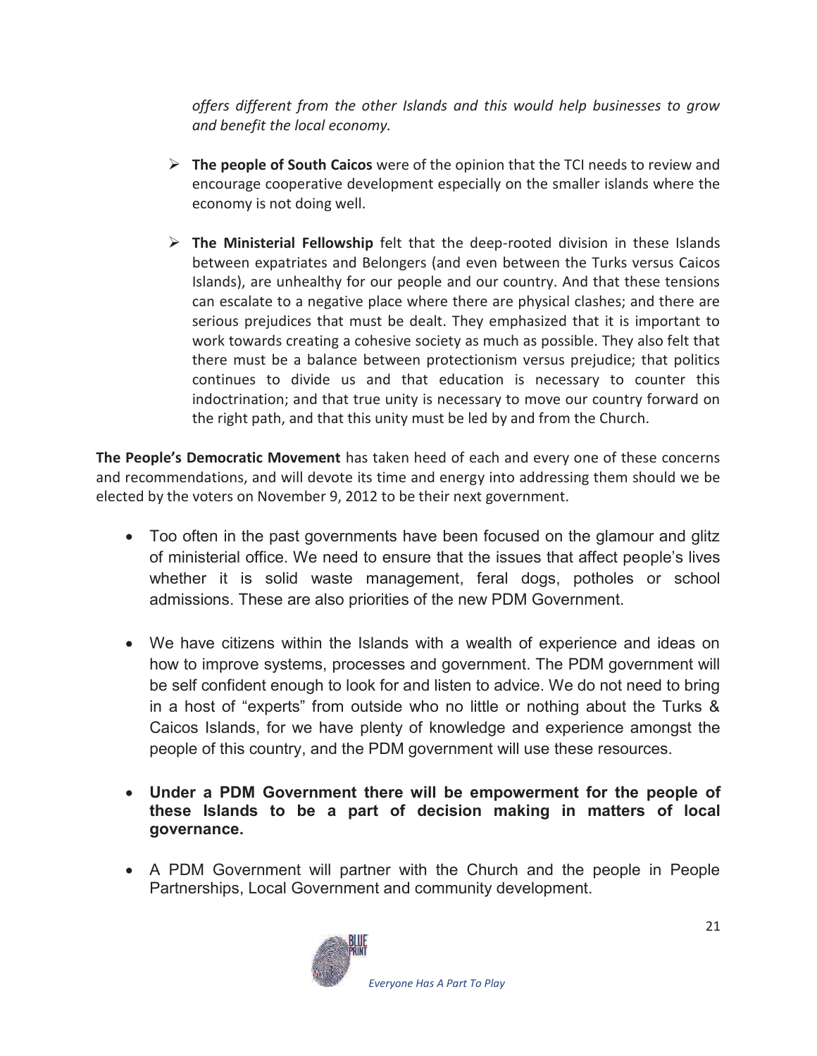*offers different from the other Islands and this would help businesses to grow and benefit the local economy.*

- **The people of South Caicos** were of the opinion that the TCI needs to review and encourage cooperative development especially on the smaller islands where the economy is not doing well.

- **The Ministerial Fellowship** felt that the deep-rooted division in these Islands between expatriates and Belongers (and even between the Turks versus Caicos Islands), are unhealthy for our people and our country. And that these tensions can escalate to a negative place where there are physical clashes; and there are serious prejudices that must be dealt. They emphasized that it is important to work towards creating a cohesive society as much as possible. They also felt that there must be a balance between protectionism versus prejudice; that politics continues to divide us and that education is necessary to counter this indoctrination; and that true unity is necessary to move our country forward on the right path, and that this unity must be led by and from the Church.

**The People's Democratic Movement** has taken heed of each and every one of these concerns and recommendations, and will devote its time and energy into addressing them should we be elected by the voters on November 9, 2012 to be their next government.

- Too often in the past governments have been focused on the glamour and glitz of ministerial office. We need to ensure that the issues that affect people's lives whether it is solid waste management, feral dogs, potholes or school admissions. These are also priorities of the new PDM Government.

- We have citizens within the Islands with a wealth of experience and ideas on how to improve systems, processes and government. The PDM government will be self confident enough to look for and listen to advice. We do not need to bring in a host of "experts" from outside who no little or nothing about the Turks & Caicos Islands, for we have plenty of knowledge and experience amongst the people of this country, and the PDM government will use these resources.

- **Under a PDM Government there will be empowerment for the people of these Islands to be a part of decision making in matters of local governance.**

- A PDM Government will partner with the Church and the people in People Partnerships, Local Government and community development.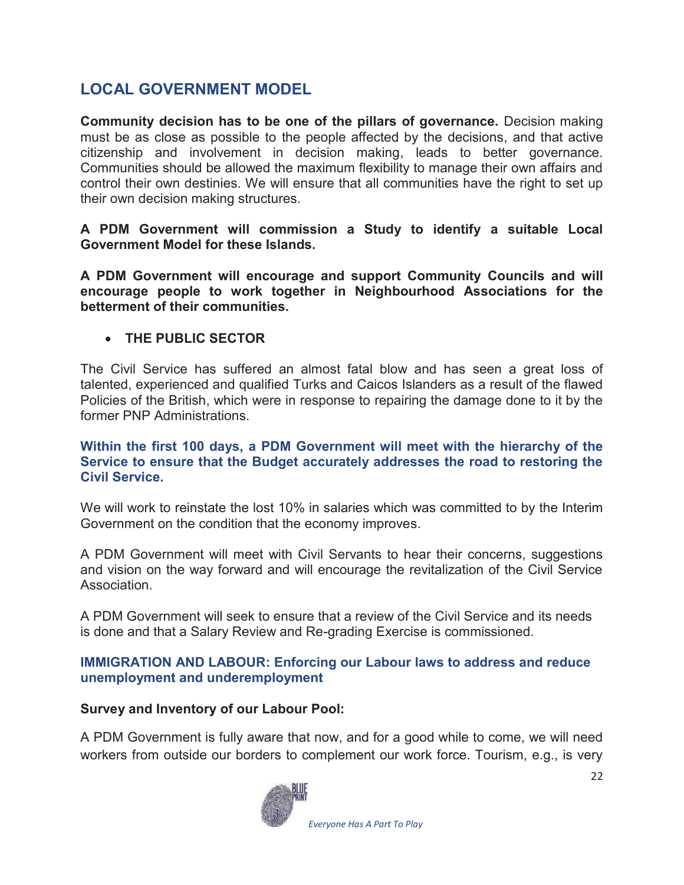## LOCAL GOVERNMENT MODEL

**Community decision has to be one of the pillars of governance.** Decision making must be as close as possible to the people affected by the decisions, and that active citizenship and involvement in decision making, leads to better governance. Communities should be allowed the maximum flexibility to manage their own affairs and control their own destinies. We will ensure that all communities have the right to set up their own decision making structures.

**A PDM Government will commission a Study to identify a suitable Local Government Model for these Islands.**

**A PDM Government will encourage and support Community Councils and will encourage people to work together in Neighbourhood Associations for the betterment of their communities.**

- **THE PUBLIC SECTOR**

The Civil Service has suffered an almost fatal blow and has seen a great loss of talented, experienced and qualified Turks and Caicos Islanders as a result of the flawed Policies of the British, which were in response to repairing the damage done to it by the former PNP Administrations.

**Within the first 100 days, a PDM Government will meet with the hierarchy of the Service to ensure that the Budget accurately addresses the road to restoring the Civil Service.**

We will work to reinstate the lost 10% in salaries which was committed to by the Interim Government on the condition that the economy improves.

A PDM Government will meet with Civil Servants to hear their concerns, suggestions and vision on the way forward and will encourage the revitalization of the Civil Service Association.

A PDM Government will seek to ensure that a review of the Civil Service and its needs is done and that a Salary Review and Re-grading Exercise is commissioned.

### IMMIGRATION AND LABOUR: Enforcing our Labour laws to address and reduce unemployment and underemployment

**Survey and Inventory of our Labour Pool:**

A PDM Government is fully aware that now, and for a good while to come, we will need workers from outside our borders to complement our work force. Tourism, e.g., is very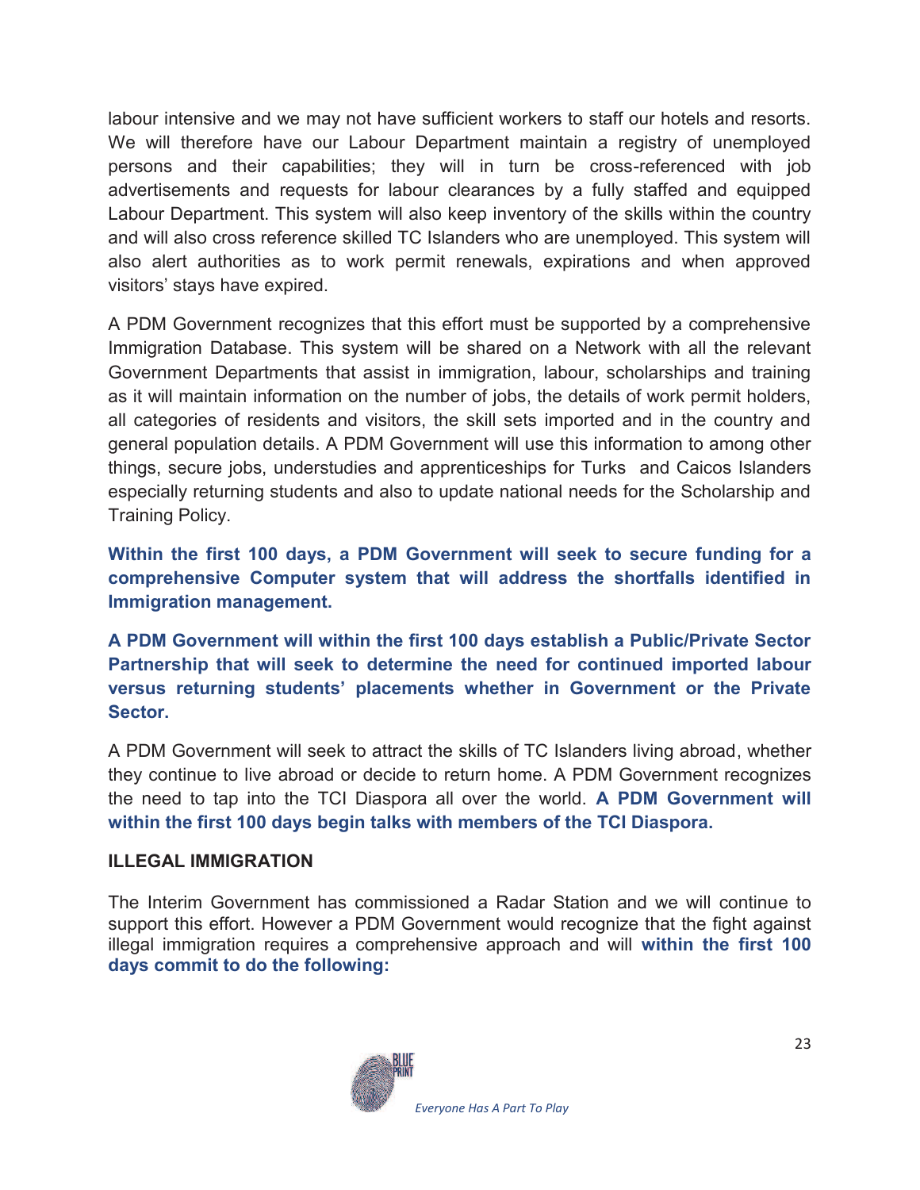labour intensive and we may not have sufficient workers to staff our hotels and resorts. We will therefore have our Labour Department maintain a registry of unemployed persons and their capabilities; they will in turn be cross-referenced with job advertisements and requests for labour clearances by a fully staffed and equipped Labour Department. This system will also keep inventory of the skills within the country and will also cross reference skilled TC Islanders who are unemployed. This system will also alert authorities as to work permit renewals, expirations and when approved visitors' stays have expired.

A PDM Government recognizes that this effort must be supported by a comprehensive Immigration Database. This system will be shared on a Network with all the relevant Government Departments that assist in immigration, labour, scholarships and training as it will maintain information on the number of jobs, the details of work permit holders, all categories of residents and visitors, the skill sets imported and in the country and general population details. A PDM Government will use this information to among other things, secure jobs, understudies and apprenticeships for Turks and Caicos Islanders especially returning students and also to update national needs for the Scholarship and Training Policy.

**Within the first 100 days, a PDM Government will seek to secure funding for a comprehensive Computer system that will address the shortfalls identified in Immigration management.**

**A PDM Government will within the first 100 days establish a Public/Private Sector Partnership that will seek to determine the need for continued imported labour versus returning students' placements whether in Government or the Private Sector.**

A PDM Government will seek to attract the skills of TC Islanders living abroad, whether they continue to live abroad or decide to return home. A PDM Government recognizes the need to tap into the TCI Diaspora all over the world. **A PDM Government will within the first 100 days begin talks with members of the TCI Diaspora.**

## ILLEGAL IMMIGRATION

The Interim Government has commissioned a Radar Station and we will continue to support this effort. However a PDM Government would recognize that the fight against illegal immigration requires a comprehensive approach and will **within the first 100 days commit to do the following:**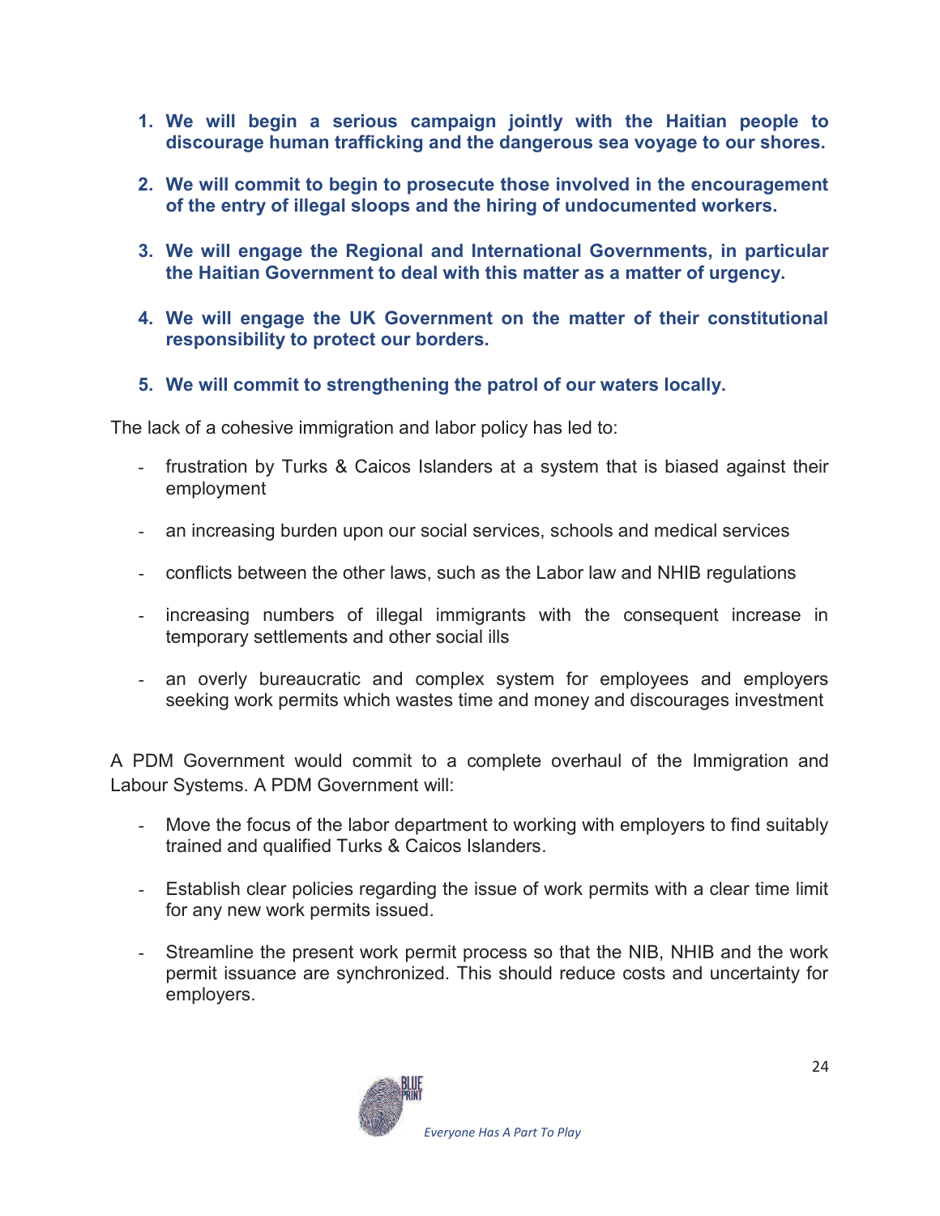1. **We will begin a serious campaign jointly with the Haitian people to discourage human trafficking and the dangerous sea voyage to our shores.**

2. **We will commit to begin to prosecute those involved in the encouragement of the entry of illegal sloops and the hiring of undocumented workers.**

3. **We will engage the Regional and International Governments, in particular the Haitian Government to deal with this matter as a matter of urgency.**

4. **We will engage the UK Government on the matter of their constitutional responsibility to protect our borders.**

5. **We will commit to strengthening the patrol of our waters locally.**

The lack of a cohesive immigration and labor policy has led to:

- frustration by Turks & Caicos Islanders at a system that is biased against their employment
- an increasing burden upon our social services, schools and medical services
- conflicts between the other laws, such as the Labor law and NHIB regulations
- increasing numbers of illegal immigrants with the consequent increase in temporary settlements and other social ills
- an overly bureaucratic and complex system for employees and employers seeking work permits which wastes time and money and discourages investment

A PDM Government would commit to a complete overhaul of the Immigration and Labour Systems. A PDM Government will:

- Move the focus of the labor department to working with employers to find suitably trained and qualified Turks & Caicos Islanders.
- Establish clear policies regarding the issue of work permits with a clear time limit for any new work permits issued.
- Streamline the present work permit process so that the NIB, NHIB and the work permit issuance are synchronized. This should reduce costs and uncertainty for employers.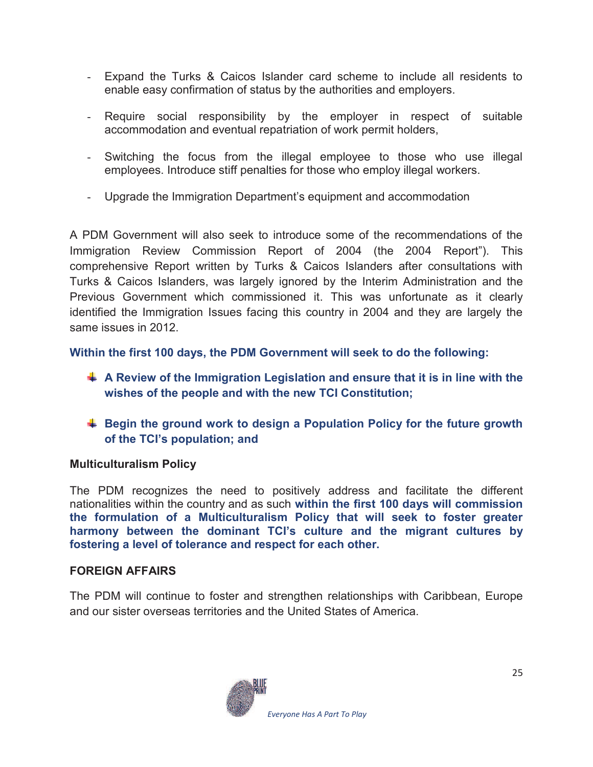- Expand the Turks & Caicos Islander card scheme to include all residents to enable easy confirmation of status by the authorities and employers.

- Require social responsibility by the employer in respect of suitable accommodation and eventual repatriation of work permit holders,

- Switching the focus from the illegal employee to those who use illegal employees. Introduce stiff penalties for those who employ illegal workers.

- Upgrade the Immigration Department's equipment and accommodation

A PDM Government will also seek to introduce some of the recommendations of the Immigration Review Commission Report of 2004 (the 2004 Report"). This comprehensive Report written by Turks & Caicos Islanders after consultations with Turks & Caicos Islanders, was largely ignored by the Interim Administration and the Previous Government which commissioned it. This was unfortunate as it clearly identified the Immigration Issues facing this country in 2004 and they are largely the same issues in 2012.

**Within the first 100 days, the PDM Government will seek to do the following:**

- **A Review of the Immigration Legislation and ensure that it is in line with the wishes of the people and with the new TCI Constitution;**

- **Begin the ground work to design a Population Policy for the future growth of the TCI's population; and**

**Multiculturalism Policy**

The PDM recognizes the need to positively address and facilitate the different nationalities within the country and as such **within the first 100 days will commission the formulation of a Multiculturalism Policy that will seek to foster greater harmony between the dominant TCI's culture and the migrant cultures by fostering a level of tolerance and respect for each other.**

**FOREIGN AFFAIRS**

The PDM will continue to foster and strengthen relationships with Caribbean, Europe and our sister overseas territories and the United States of America.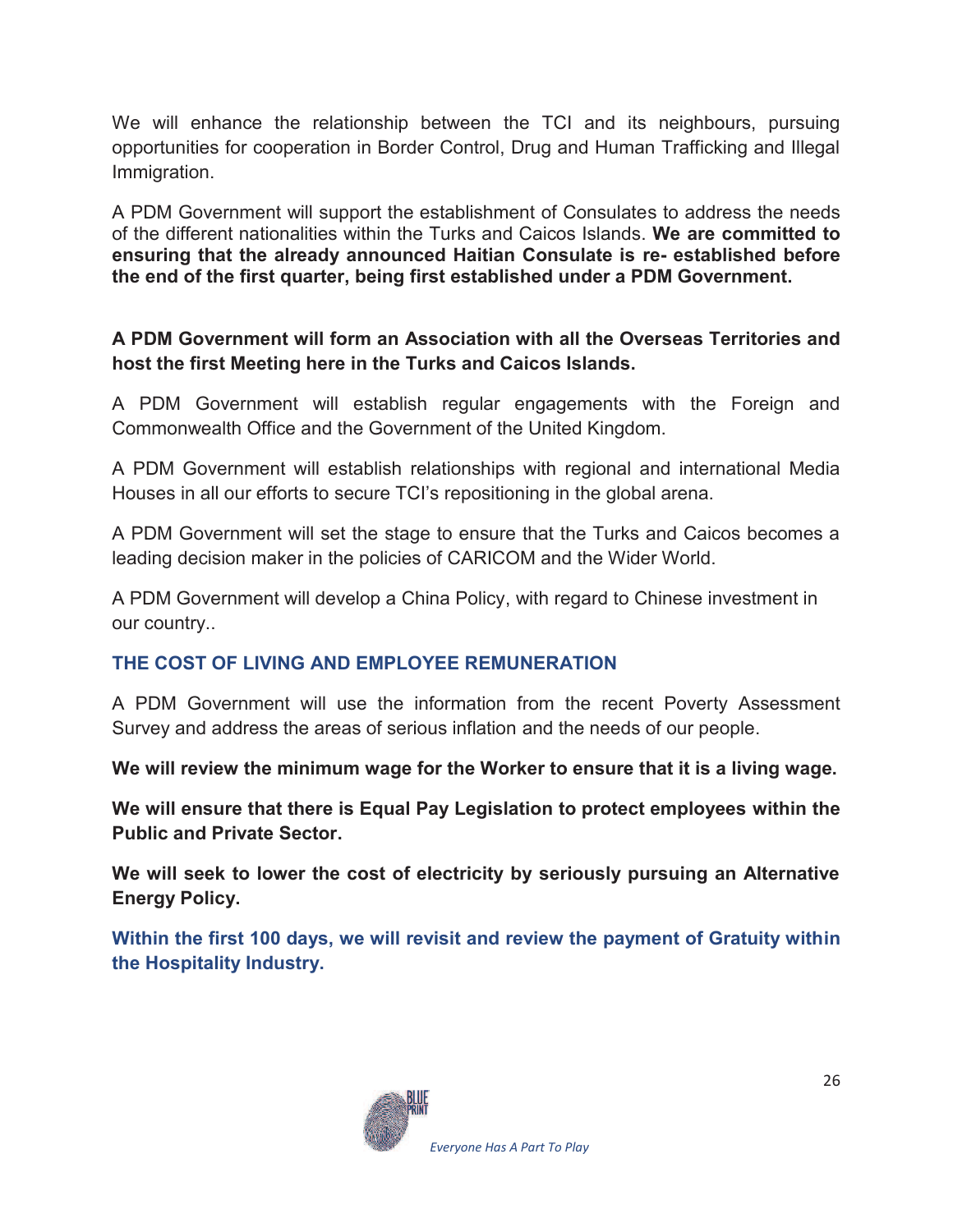We will enhance the relationship between the TCI and its neighbours, pursuing opportunities for cooperation in Border Control, Drug and Human Trafficking and Illegal Immigration.

A PDM Government will support the establishment of Consulates to address the needs of the different nationalities within the Turks and Caicos Islands. **We are committed to ensuring that the already announced Haitian Consulate is re- established before the end of the first quarter, being first established under a PDM Government.**

**A PDM Government will form an Association with all the Overseas Territories and host the first Meeting here in the Turks and Caicos Islands.**

A PDM Government will establish regular engagements with the Foreign and Commonwealth Office and the Government of the United Kingdom.

A PDM Government will establish relationships with regional and international Media Houses in all our efforts to secure TCI's repositioning in the global arena.

A PDM Government will set the stage to ensure that the Turks and Caicos becomes a leading decision maker in the policies of CARICOM and the Wider World.

A PDM Government will develop a China Policy, with regard to Chinese investment in our country..

## THE COST OF LIVING AND EMPLOYEE REMUNERATION

A PDM Government will use the information from the recent Poverty Assessment Survey and address the areas of serious inflation and the needs of our people.

**We will review the minimum wage for the Worker to ensure that it is a living wage.**

**We will ensure that there is Equal Pay Legislation to protect employees within the Public and Private Sector.**

**We will seek to lower the cost of electricity by seriously pursuing an Alternative Energy Policy.**

**Within the first 100 days, we will revisit and review the payment of Gratuity within the Hospitality Industry.**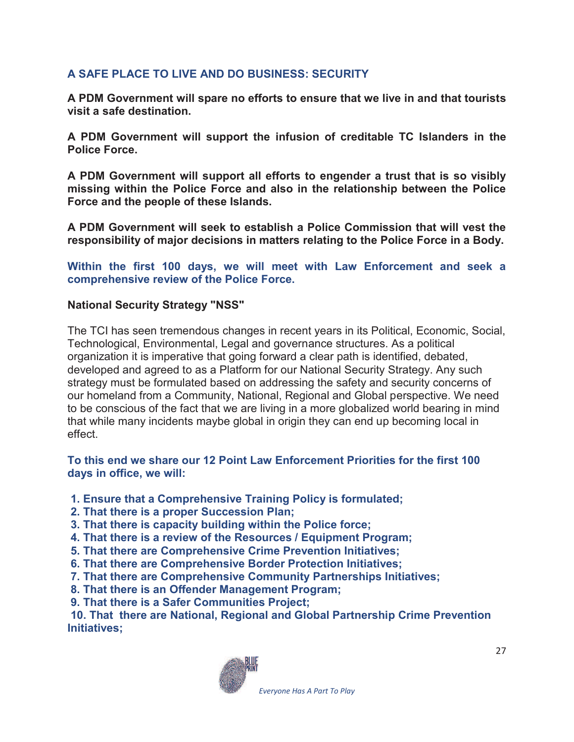## A SAFE PLACE TO LIVE AND DO BUSINESS: SECURITY

**A PDM Government will spare no efforts to ensure that we live in and that tourists visit a safe destination.**

**A PDM Government will support the infusion of creditable TC Islanders in the Police Force.**

**A PDM Government will support all efforts to engender a trust that is so visibly missing within the Police Force and also in the relationship between the Police Force and the people of these Islands.**

**A PDM Government will seek to establish a Police Commission that will vest the responsibility of major decisions in matters relating to the Police Force in a Body.**

**Within the first 100 days, we will meet with Law Enforcement and seek a comprehensive review of the Police Force.**

**National Security Strategy "NSS"**

The TCI has seen tremendous changes in recent years in its Political, Economic, Social, Technological, Environmental, Legal and governance structures. As a political organization it is imperative that going forward a clear path is identified, debated, developed and agreed to as a Platform for our National Security Strategy. Any such strategy must be formulated based on addressing the safety and security concerns of our homeland from a Community, National, Regional and Global perspective. We need to be conscious of the fact that we are living in a more globalized world bearing in mind that while many incidents maybe global in origin they can end up becoming local in effect.

**To this end we share our 12 Point Law Enforcement Priorities for the first 100 days in office, we will:**

1. **Ensure that a Comprehensive Training Policy is formulated;**
2. **That there is a proper Succession Plan;**
3. **That there is capacity building within the Police force;**
4. **That there is a review of the Resources / Equipment Program;**
5. **That there are Comprehensive Crime Prevention Initiatives;**
6. **That there are Comprehensive Border Protection Initiatives;**
7. **That there are Comprehensive Community Partnerships Initiatives;**
8. **That there is an Offender Management Program;**
9. **That there is a Safer Communities Project;**
10. **That there are National, Regional and Global Partnership Crime Prevention Initiatives;**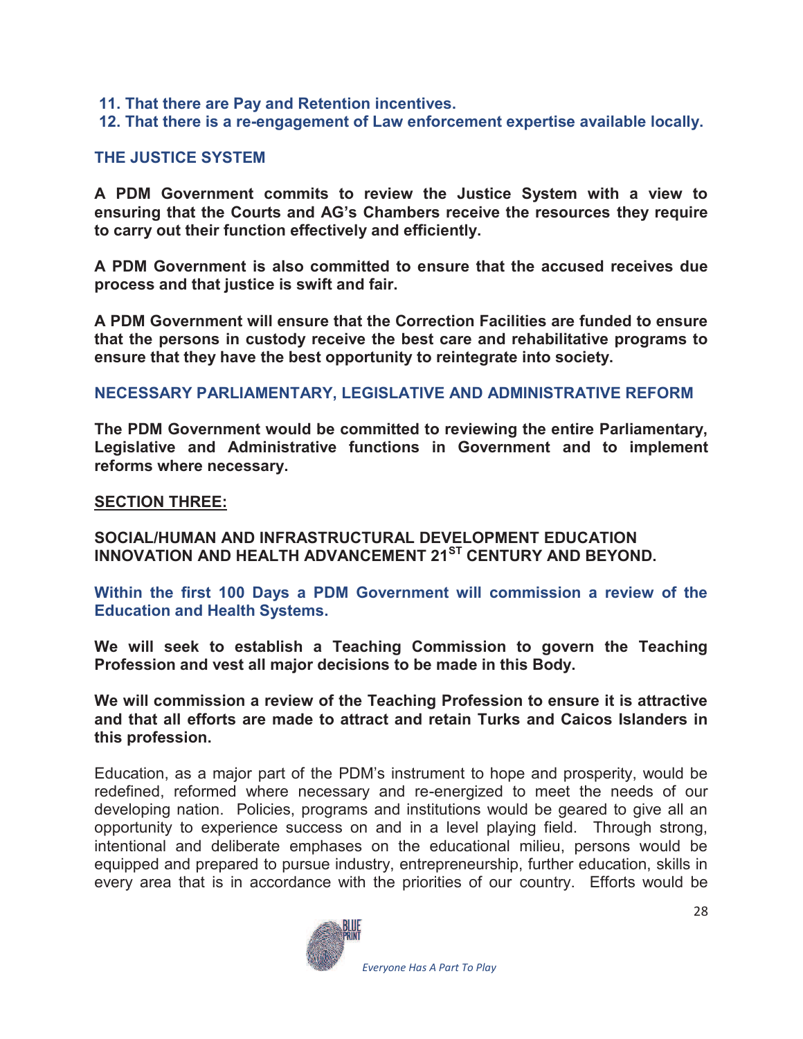**11. That there are Pay and Retention incentives.**
**12. That there is a re-engagement of Law enforcement expertise available locally.**

## THE JUSTICE SYSTEM

**A PDM Government commits to review the Justice System with a view to ensuring that the Courts and AG's Chambers receive the resources they require to carry out their function effectively and efficiently.**

**A PDM Government is also committed to ensure that the accused receives due process and that justice is swift and fair.**

**A PDM Government will ensure that the Correction Facilities are funded to ensure that the persons in custody receive the best care and rehabilitative programs to ensure that they have the best opportunity to reintegrate into society.**

## NECESSARY PARLIAMENTARY, LEGISLATIVE AND ADMINISTRATIVE REFORM

**The PDM Government would be committed to reviewing the entire Parliamentary, Legislative and Administrative functions in Government and to implement reforms where necessary.**

## SECTION THREE:

### SOCIAL/HUMAN AND INFRASTRUCTURAL DEVELOPMENT EDUCATION INNOVATION AND HEALTH ADVANCEMENT 21ST CENTURY AND BEYOND.

**Within the first 100 Days a PDM Government will commission a review of the Education and Health Systems.**

**We will seek to establish a Teaching Commission to govern the Teaching Profession and vest all major decisions to be made in this Body.**

**We will commission a review of the Teaching Profession to ensure it is attractive and that all efforts are made to attract and retain Turks and Caicos Islanders in this profession.**

Education, as a major part of the PDM's instrument to hope and prosperity, would be redefined, reformed where necessary and re-energized to meet the needs of our developing nation. Policies, programs and institutions would be geared to give all an opportunity to experience success on and in a level playing field. Through strong, intentional and deliberate emphases on the educational milieu, persons would be equipped and prepared to pursue industry, entrepreneurship, further education, skills in every area that is in accordance with the priorities of our country. Efforts would be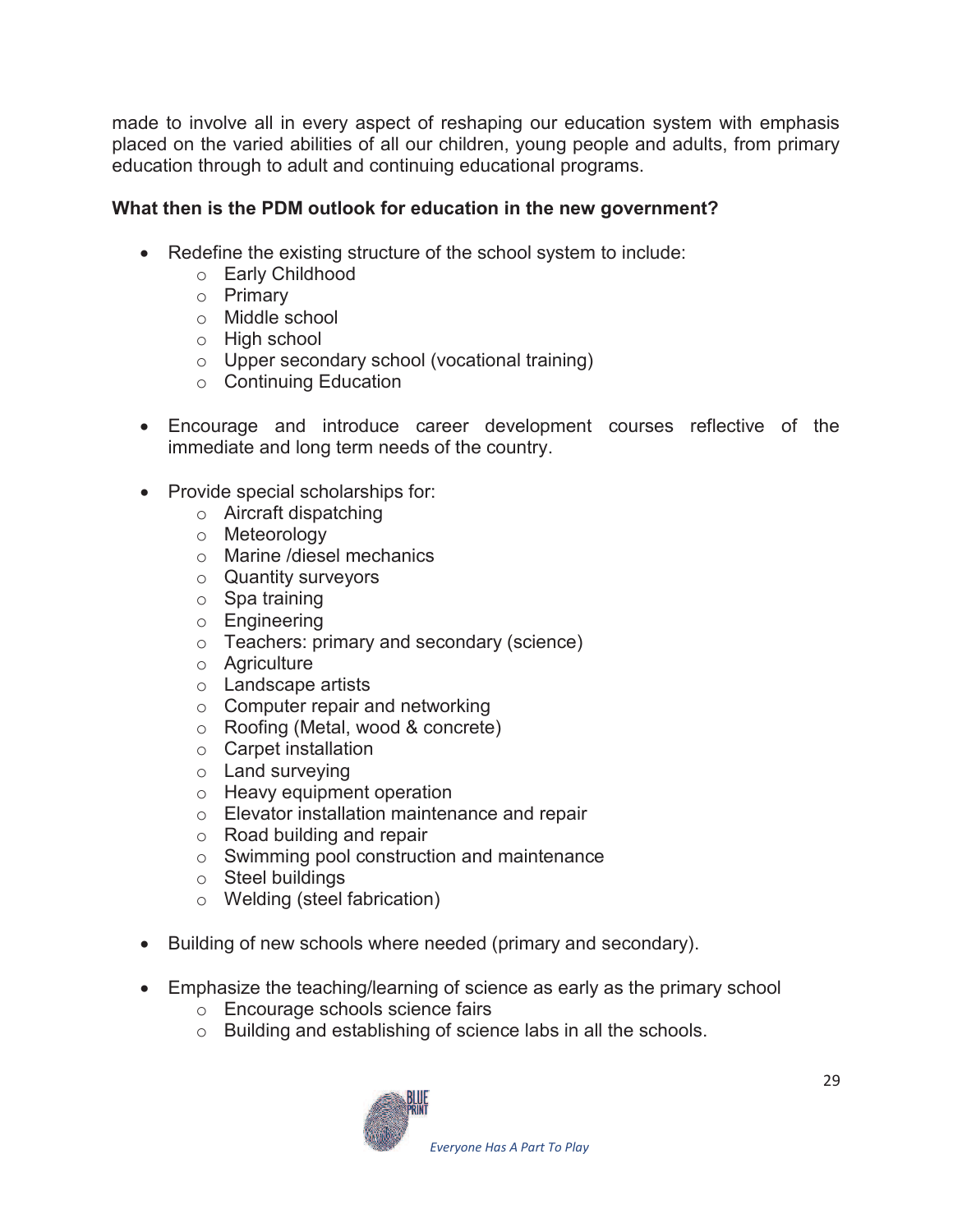made to involve all in every aspect of reshaping our education system with emphasis placed on the varied abilities of all our children, young people and adults, from primary education through to adult and continuing educational programs.

**What then is the PDM outlook for education in the new government?**

- Redefine the existing structure of the school system to include:
    - Early Childhood
    - Primary
    - Middle school
    - High school
    - Upper secondary school (vocational training)
    - Continuing Education

- Encourage and introduce career development courses reflective of the immediate and long term needs of the country.

- Provide special scholarships for:
    - Aircraft dispatching
    - Meteorology
    - Marine /diesel mechanics
    - Quantity surveyors
    - Spa training
    - Engineering
    - Teachers: primary and secondary (science)
    - Agriculture
    - Landscape artists
    - Computer repair and networking
    - Roofing (Metal, wood & concrete)
    - Carpet installation
    - Land surveying
    - Heavy equipment operation
    - Elevator installation maintenance and repair
    - Road building and repair
    - Swimming pool construction and maintenance
    - Steel buildings
    - Welding (steel fabrication)

- Building of new schools where needed (primary and secondary).

- Emphasize the teaching/learning of science as early as the primary school
    - Encourage schools science fairs
    - Building and establishing of science labs in all the schools.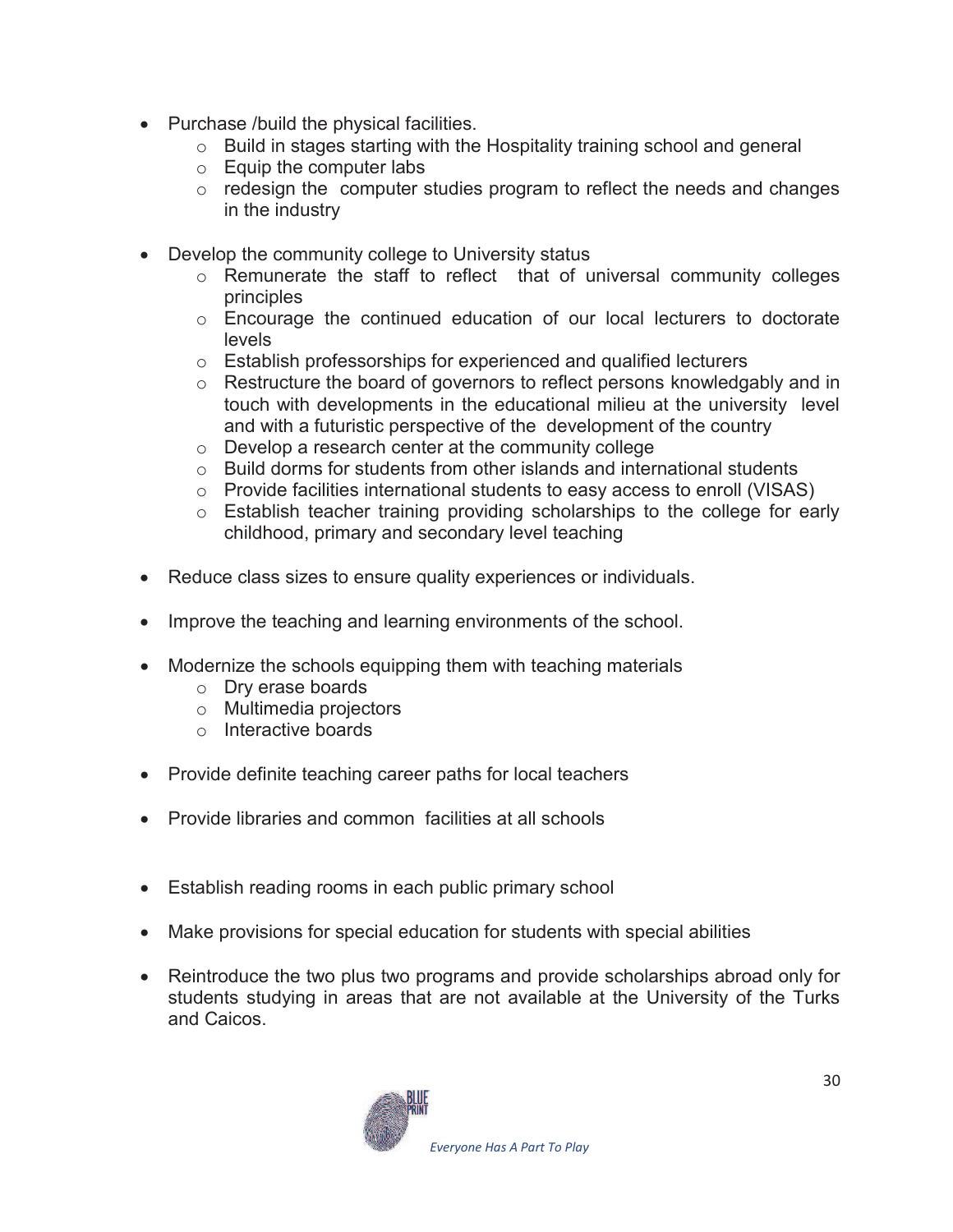- Purchase /build the physical facilities.
  - Build in stages starting with the Hospitality training school and general
  - Equip the computer labs
  - redesign the computer studies program to reflect the needs and changes in the industry

- Develop the community college to University status
  - Remunerate the staff to reflect that of universal community colleges principles
  - Encourage the continued education of our local lecturers to doctorate levels
  - Establish professorships for experienced and qualified lecturers
  - Restructure the board of governors to reflect persons knowledgably and in touch with developments in the educational milieu at the university level and with a futuristic perspective of the development of the country
  - Develop a research center at the community college
  - Build dorms for students from other islands and international students
  - Provide facilities international students to easy access to enroll (VISAS)
  - Establish teacher training providing scholarships to the college for early childhood, primary and secondary level teaching

- Reduce class sizes to ensure quality experiences or individuals.

- Improve the teaching and learning environments of the school.

- Modernize the schools equipping them with teaching materials
  - Dry erase boards
  - Multimedia projectors
  - Interactive boards

- Provide definite teaching career paths for local teachers

- Provide libraries and common facilities at all schools

- Establish reading rooms in each public primary school

- Make provisions for special education for students with special abilities

- Reintroduce the two plus two programs and provide scholarships abroad only for students studying in areas that are not available at the University of the Turks and Caicos.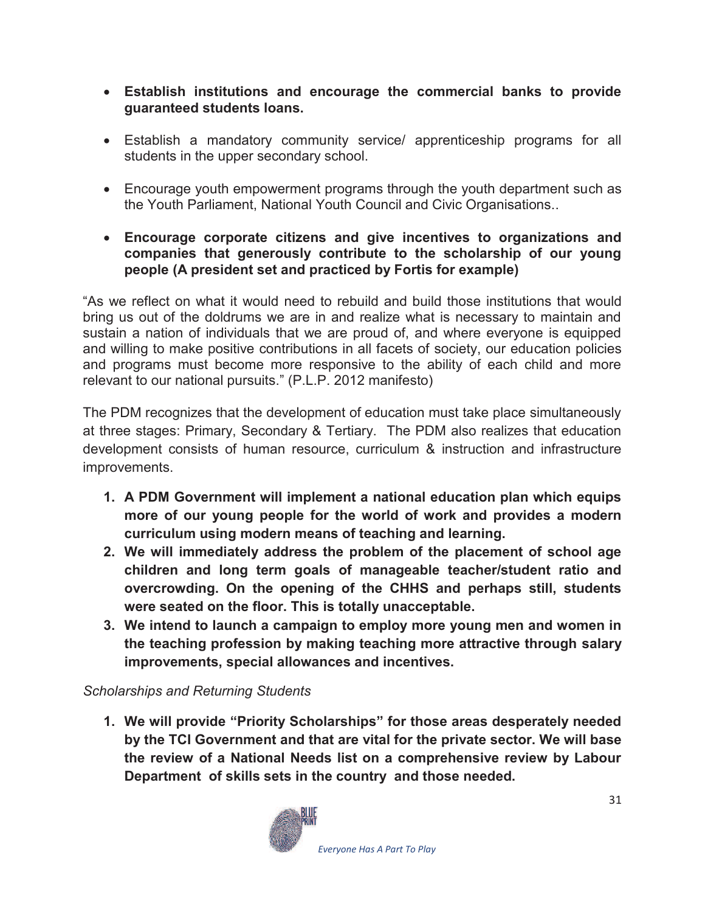- **Establish institutions and encourage the commercial banks to provide guaranteed students loans.**

- Establish a mandatory community service/ apprenticeship programs for all students in the upper secondary school.

- Encourage youth empowerment programs through the youth department such as the Youth Parliament, National Youth Council and Civic Organisations..

- **Encourage corporate citizens and give incentives to organizations and companies that generously contribute to the scholarship of our young people (A president set and practiced by Fortis for example)**

"As we reflect on what it would need to rebuild and build those institutions that would bring us out of the doldrums we are in and realize what is necessary to maintain and sustain a nation of individuals that we are proud of, and where everyone is equipped and willing to make positive contributions in all facets of society, our education policies and programs must become more responsive to the ability of each child and more relevant to our national pursuits." (P.L.P. 2012 manifesto)

The PDM recognizes that the development of education must take place simultaneously at three stages: Primary, Secondary & Tertiary. The PDM also realizes that education development consists of human resource, curriculum & instruction and infrastructure improvements.

1. **A PDM Government will implement a national education plan which equips more of our young people for the world of work and provides a modern curriculum using modern means of teaching and learning.**
2. **We will immediately address the problem of the placement of school age children and long term goals of manageable teacher/student ratio and overcrowding. On the opening of the CHHS and perhaps still, students were seated on the floor. This is totally unacceptable.**
3. **We intend to launch a campaign to employ more young men and women in the teaching profession by making teaching more attractive through salary improvements, special allowances and incentives.**

*Scholarships and Returning Students*

1. **We will provide "Priority Scholarships" for those areas desperately needed by the TCI Government and that are vital for the private sector. We will base the review of a National Needs list on a comprehensive review by Labour Department of skills sets in the country and those needed.**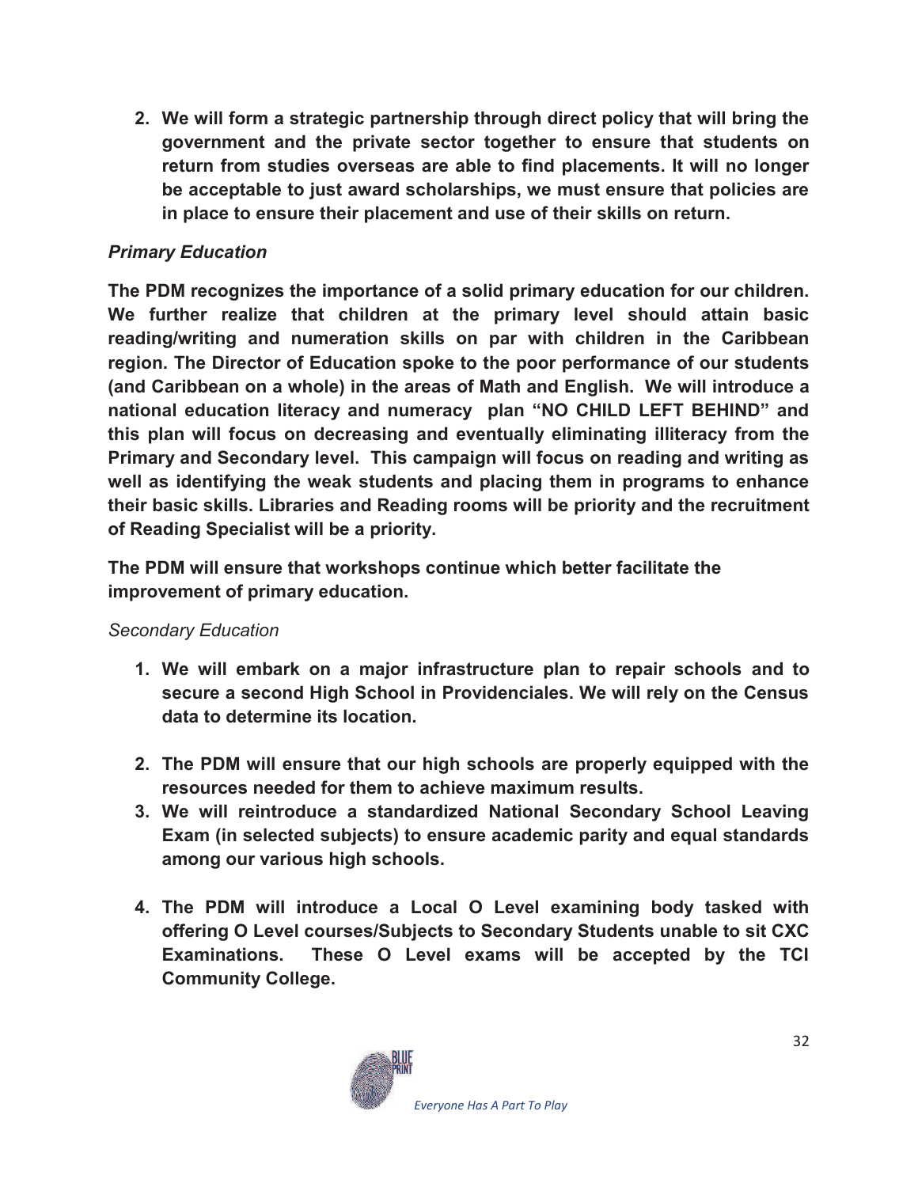2. **We will form a strategic partnership through direct policy that will bring the government and the private sector together to ensure that students on return from studies overseas are able to find placements. It will no longer be acceptable to just award scholarships, we must ensure that policies are in place to ensure their placement and use of their skills on return.**

***Primary Education***

**The PDM recognizes the importance of a solid primary education for our children. We further realize that children at the primary level should attain basic reading/writing and numeration skills on par with children in the Caribbean region. The Director of Education spoke to the poor performance of our students (and Caribbean on a whole) in the areas of Math and English. We will introduce a national education literacy and numeracy plan "NO CHILD LEFT BEHIND" and this plan will focus on decreasing and eventually eliminating illiteracy from the Primary and Secondary level. This campaign will focus on reading and writing as well as identifying the weak students and placing them in programs to enhance their basic skills. Libraries and Reading rooms will be priority and the recruitment of Reading Specialist will be a priority.**

**The PDM will ensure that workshops continue which better facilitate the improvement of primary education.**

*Secondary Education*

1. **We will embark on a major infrastructure plan to repair schools and to secure a second High School in Providenciales. We will rely on the Census data to determine its location.**
2. **The PDM will ensure that our high schools are properly equipped with the resources needed for them to achieve maximum results.**
3. **We will reintroduce a standardized National Secondary School Leaving Exam (in selected subjects) to ensure academic parity and equal standards among our various high schools.**
4. **The PDM will introduce a Local O Level examining body tasked with offering O Level courses/Subjects to Secondary Students unable to sit CXC Examinations. These O Level exams will be accepted by the TCI Community College.**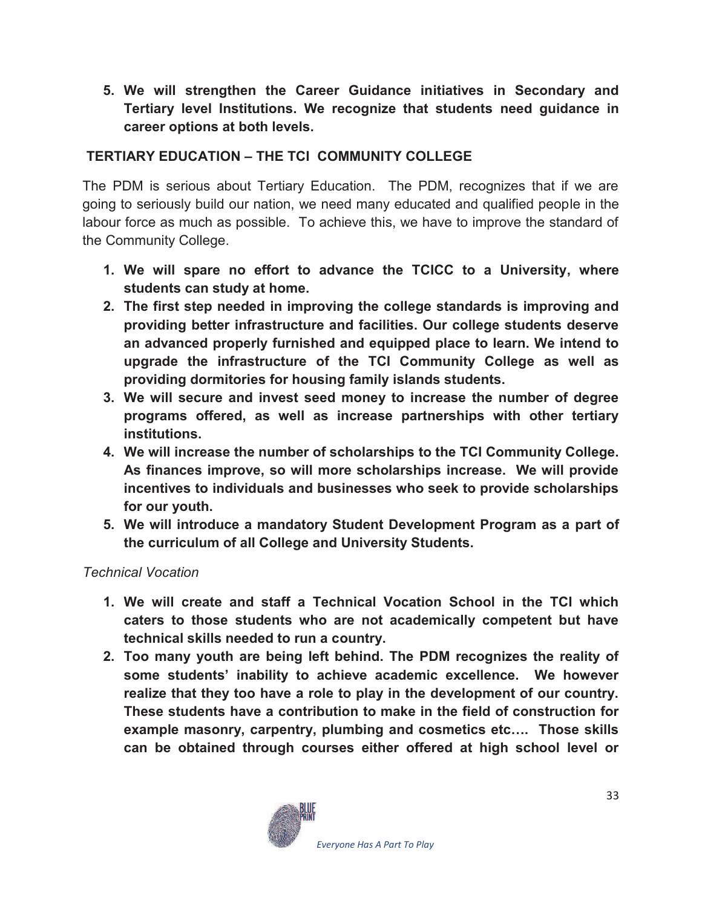5. **We will strengthen the Career Guidance initiatives in Secondary and Tertiary level Institutions. We recognize that students need guidance in career options at both levels.**

## TERTIARY EDUCATION – THE TCI COMMUNITY COLLEGE

The PDM is serious about Tertiary Education. The PDM, recognizes that if we are going to seriously build our nation, we need many educated and qualified people in the labour force as much as possible. To achieve this, we have to improve the standard of the Community College.

1. **We will spare no effort to advance the TCICC to a University, where students can study at home.**
2. **The first step needed in improving the college standards is improving and providing better infrastructure and facilities. Our college students deserve an advanced properly furnished and equipped place to learn. We intend to upgrade the infrastructure of the TCI Community College as well as providing dormitories for housing family islands students.**
3. **We will secure and invest seed money to increase the number of degree programs offered, as well as increase partnerships with other tertiary institutions.**
4. **We will increase the number of scholarships to the TCI Community College. As finances improve, so will more scholarships increase. We will provide incentives to individuals and businesses who seek to provide scholarships for our youth.**
5. **We will introduce a mandatory Student Development Program as a part of the curriculum of all College and University Students.**

*Technical Vocation*

1. **We will create and staff a Technical Vocation School in the TCI which caters to those students who are not academically competent but have technical skills needed to run a country.**
2. **Too many youth are being left behind. The PDM recognizes the reality of some students' inability to achieve academic excellence. We however realize that they too have a role to play in the development of our country. These students have a contribution to make in the field of construction for example masonry, carpentry, plumbing and cosmetics etc…. Those skills can be obtained through courses either offered at high school level or**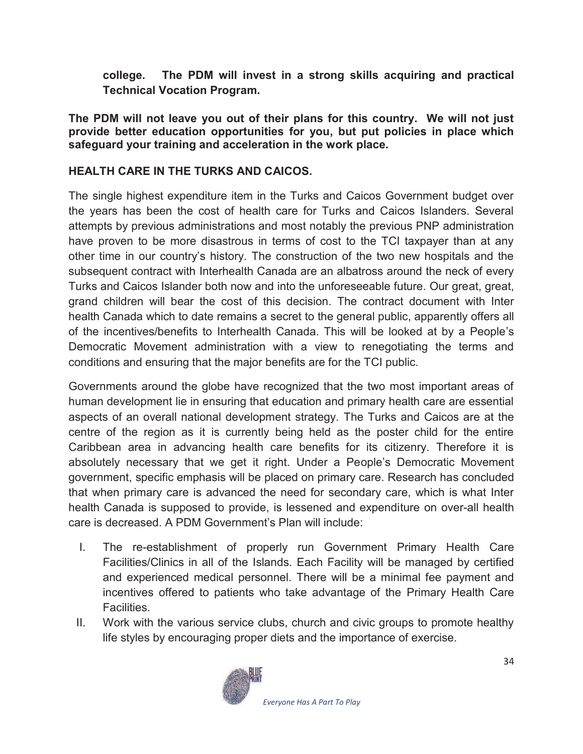**college. The PDM will invest in a strong skills acquiring and practical Technical Vocation Program.**

**The PDM will not leave you out of their plans for this country. We will not just provide better education opportunities for you, but put policies in place which safeguard your training and acceleration in the work place.**

## HEALTH CARE IN THE TURKS AND CAICOS.

The single highest expenditure item in the Turks and Caicos Government budget over the years has been the cost of health care for Turks and Caicos Islanders. Several attempts by previous administrations and most notably the previous PNP administration have proven to be more disastrous in terms of cost to the TCI taxpayer than at any other time in our country's history. The construction of the two new hospitals and the subsequent contract with Interhealth Canada are an albatross around the neck of every Turks and Caicos Islander both now and into the unforeseeable future. Our great, great, grand children will bear the cost of this decision. The contract document with Inter health Canada which to date remains a secret to the general public, apparently offers all of the incentives/benefits to Interhealth Canada. This will be looked at by a People's Democratic Movement administration with a view to renegotiating the terms and conditions and ensuring that the major benefits are for the TCI public.

Governments around the globe have recognized that the two most important areas of human development lie in ensuring that education and primary health care are essential aspects of an overall national development strategy. The Turks and Caicos are at the centre of the region as it is currently being held as the poster child for the entire Caribbean area in advancing health care benefits for its citizenry. Therefore it is absolutely necessary that we get it right. Under a People's Democratic Movement government, specific emphasis will be placed on primary care. Research has concluded that when primary care is advanced the need for secondary care, which is what Inter health Canada is supposed to provide, is lessened and expenditure on over-all health care is decreased. A PDM Government's Plan will include:

I. The re-establishment of properly run Government Primary Health Care Facilities/Clinics in all of the Islands. Each Facility will be managed by certified and experienced medical personnel. There will be a minimal fee payment and incentives offered to patients who take advantage of the Primary Health Care Facilities.
II. Work with the various service clubs, church and civic groups to promote healthy life styles by encouraging proper diets and the importance of exercise.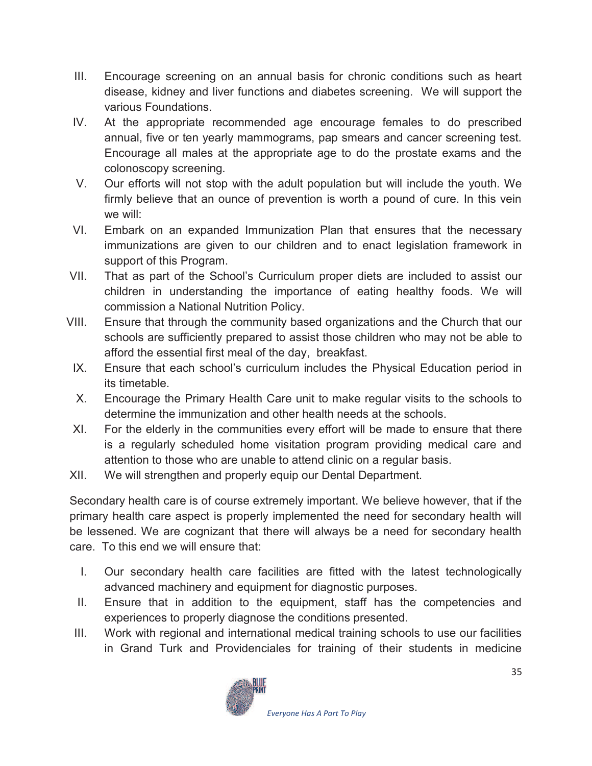III. Encourage screening on an annual basis for chronic conditions such as heart disease, kidney and liver functions and diabetes screening. We will support the various Foundations.
IV. At the appropriate recommended age encourage females to do prescribed annual, five or ten yearly mammograms, pap smears and cancer screening test. Encourage all males at the appropriate age to do the prostate exams and the colonoscopy screening.
V. Our efforts will not stop with the adult population but will include the youth. We firmly believe that an ounce of prevention is worth a pound of cure. In this vein we will:
VI. Embark on an expanded Immunization Plan that ensures that the necessary immunizations are given to our children and to enact legislation framework in support of this Program.
VII. That as part of the School's Curriculum proper diets are included to assist our children in understanding the importance of eating healthy foods. We will commission a National Nutrition Policy.
VIII. Ensure that through the community based organizations and the Church that our schools are sufficiently prepared to assist those children who may not be able to afford the essential first meal of the day, breakfast.
IX. Ensure that each school's curriculum includes the Physical Education period in its timetable.
X. Encourage the Primary Health Care unit to make regular visits to the schools to determine the immunization and other health needs at the schools.
XI. For the elderly in the communities every effort will be made to ensure that there is a regularly scheduled home visitation program providing medical care and attention to those who are unable to attend clinic on a regular basis.
XII. We will strengthen and properly equip our Dental Department.

Secondary health care is of course extremely important. We believe however, that if the primary health care aspect is properly implemented the need for secondary health will be lessened. We are cognizant that there will always be a need for secondary health care. To this end we will ensure that:

I. Our secondary health care facilities are fitted with the latest technologically advanced machinery and equipment for diagnostic purposes.
II. Ensure that in addition to the equipment, staff has the competencies and experiences to properly diagnose the conditions presented.
III. Work with regional and international medical training schools to use our facilities in Grand Turk and Providenciales for training of their students in medicine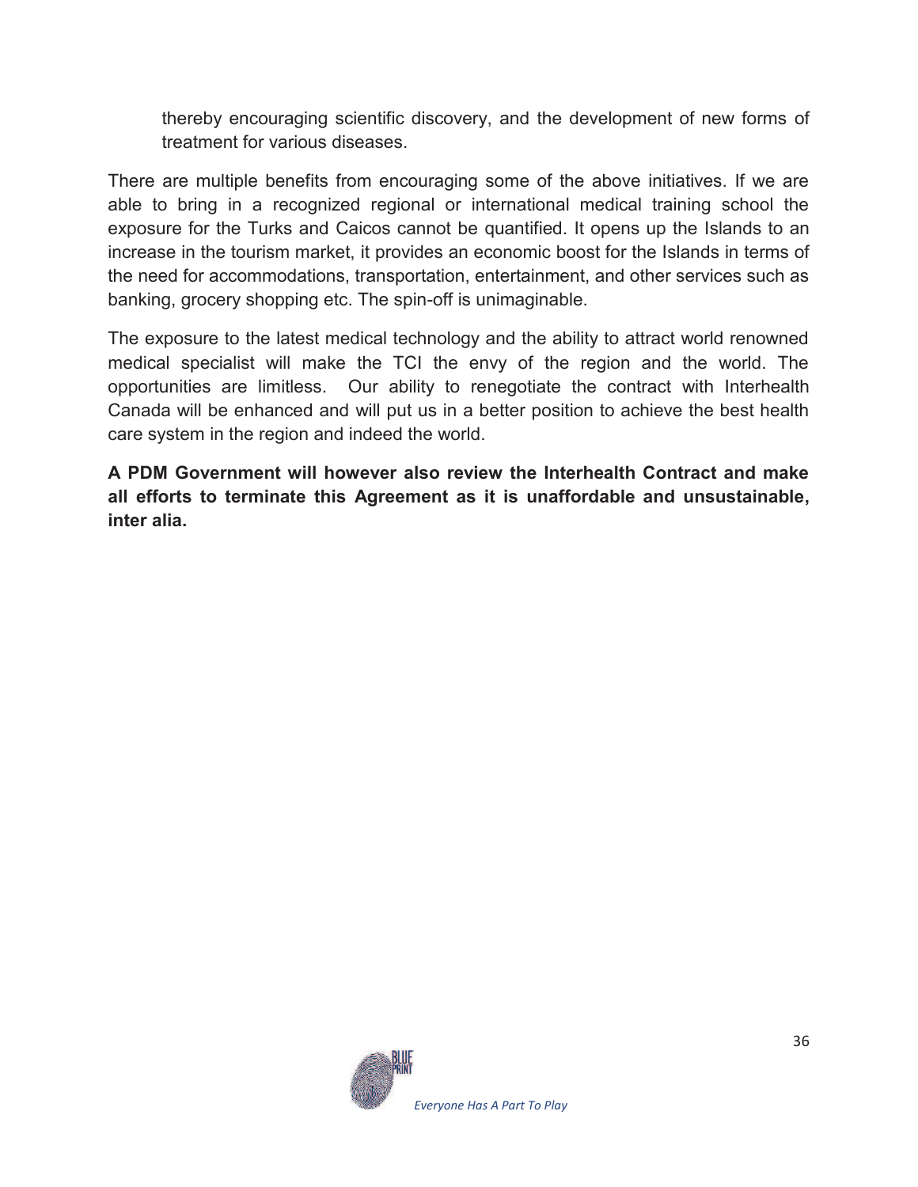thereby encouraging scientific discovery, and the development of new forms of treatment for various diseases.

There are multiple benefits from encouraging some of the above initiatives. If we are able to bring in a recognized regional or international medical training school the exposure for the Turks and Caicos cannot be quantified. It opens up the Islands to an increase in the tourism market, it provides an economic boost for the Islands in terms of the need for accommodations, transportation, entertainment, and other services such as banking, grocery shopping etc. The spin-off is unimaginable.

The exposure to the latest medical technology and the ability to attract world renowned medical specialist will make the TCI the envy of the region and the world. The opportunities are limitless. Our ability to renegotiate the contract with Interhealth Canada will be enhanced and will put us in a better position to achieve the best health care system in the region and indeed the world.

**A PDM Government will however also review the Interhealth Contract and make all efforts to terminate this Agreement as it is unaffordable and unsustainable, inter alia.**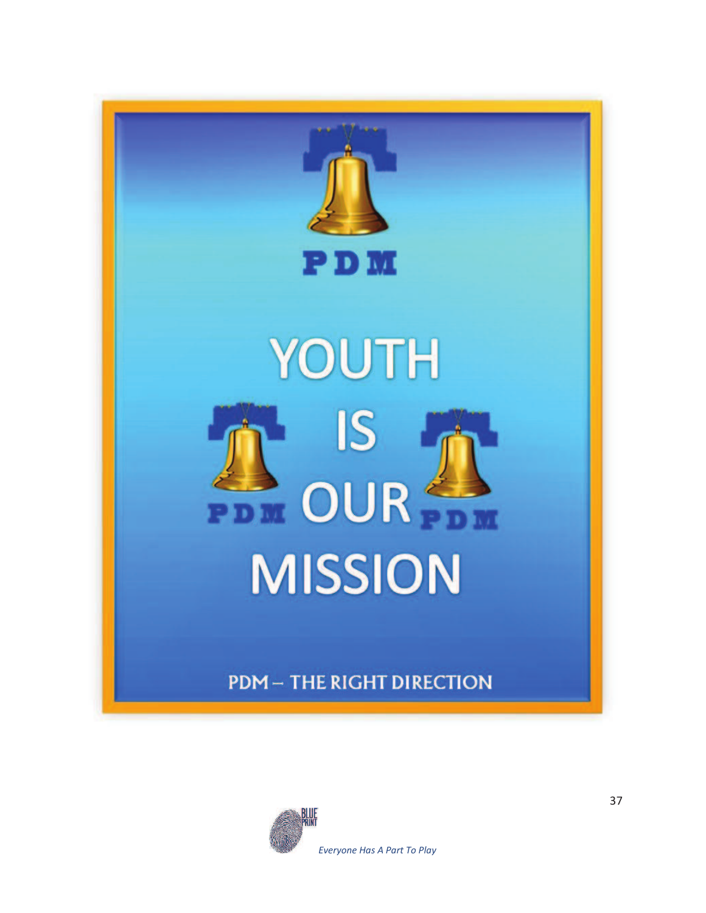PDM

# YOUTH IS OUR MISSION

PDM PDM

PDM – THE RIGHT DIRECTION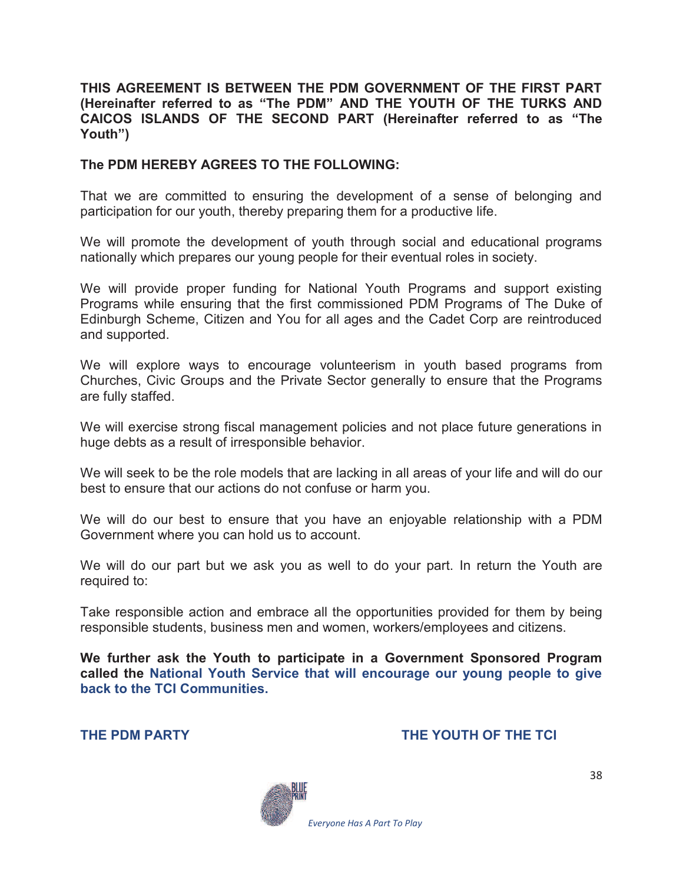**THIS AGREEMENT IS BETWEEN THE PDM GOVERNMENT OF THE FIRST PART (Hereinafter referred to as "The PDM" AND THE YOUTH OF THE TURKS AND CAICOS ISLANDS OF THE SECOND PART (Hereinafter referred to as "The Youth")**

**The PDM HEREBY AGREES TO THE FOLLOWING:**

That we are committed to ensuring the development of a sense of belonging and participation for our youth, thereby preparing them for a productive life.

We will promote the development of youth through social and educational programs nationally which prepares our young people for their eventual roles in society.

We will provide proper funding for National Youth Programs and support existing Programs while ensuring that the first commissioned PDM Programs of The Duke of Edinburgh Scheme, Citizen and You for all ages and the Cadet Corp are reintroduced and supported.

We will explore ways to encourage volunteerism in youth based programs from Churches, Civic Groups and the Private Sector generally to ensure that the Programs are fully staffed.

We will exercise strong fiscal management policies and not place future generations in huge debts as a result of irresponsible behavior.

We will seek to be the role models that are lacking in all areas of your life and will do our best to ensure that our actions do not confuse or harm you.

We will do our best to ensure that you have an enjoyable relationship with a PDM Government where you can hold us to account.

We will do our part but we ask you as well to do your part. In return the Youth are required to:

Take responsible action and embrace all the opportunities provided for them by being responsible students, business men and women, workers/employees and citizens.

**We further ask the Youth to participate in a Government Sponsored Program called the National Youth Service that will encourage our young people to give back to the TCI Communities.**

**THE PDM PARTY** **THE YOUTH OF THE TCI**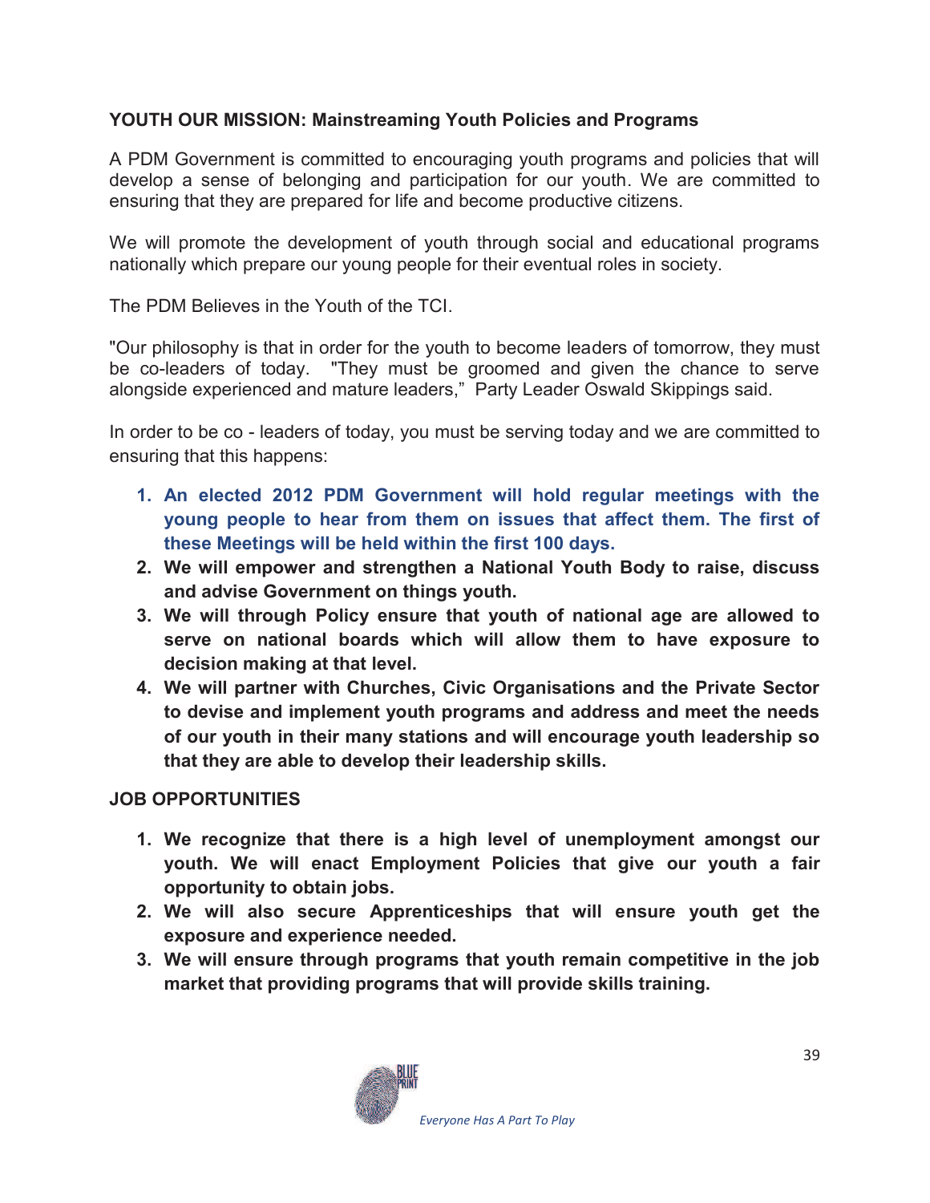## YOUTH OUR MISSION: Mainstreaming Youth Policies and Programs

A PDM Government is committed to encouraging youth programs and policies that will develop a sense of belonging and participation for our youth. We are committed to ensuring that they are prepared for life and become productive citizens.

We will promote the development of youth through social and educational programs nationally which prepare our young people for their eventual roles in society.

The PDM Believes in the Youth of the TCI.

"Our philosophy is that in order for the youth to become leaders of tomorrow, they must be co-leaders of today. "They must be groomed and given the chance to serve alongside experienced and mature leaders," Party Leader Oswald Skippings said.

In order to be co - leaders of today, you must be serving today and we are committed to ensuring that this happens:

1. **An elected 2012 PDM Government will hold regular meetings with the young people to hear from them on issues that affect them. The first of these Meetings will be held within the first 100 days.**
2. **We will empower and strengthen a National Youth Body to raise, discuss and advise Government on things youth.**
3. **We will through Policy ensure that youth of national age are allowed to serve on national boards which will allow them to have exposure to decision making at that level.**
4. **We will partner with Churches, Civic Organisations and the Private Sector to devise and implement youth programs and address and meet the needs of our youth in their many stations and will encourage youth leadership so that they are able to develop their leadership skills.**

## JOB OPPORTUNITIES

1. **We recognize that there is a high level of unemployment amongst our youth. We will enact Employment Policies that give our youth a fair opportunity to obtain jobs.**
2. **We will also secure Apprenticeships that will ensure youth get the exposure and experience needed.**
3. **We will ensure through programs that youth remain competitive in the job market that providing programs that will provide skills training.**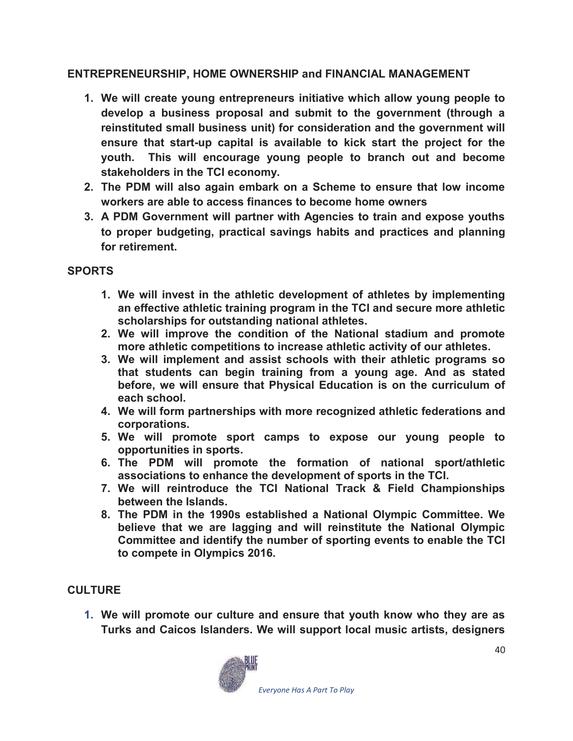## ENTREPRENEURSHIP, HOME OWNERSHIP and FINANCIAL MANAGEMENT

1. **We will create young entrepreneurs initiative which allow young people to develop a business proposal and submit to the government (through a reinstituted small business unit) for consideration and the government will ensure that start-up capital is available to kick start the project for the youth. This will encourage young people to branch out and become stakeholders in the TCI economy.**
2. **The PDM will also again embark on a Scheme to ensure that low income workers are able to access finances to become home owners**
3. **A PDM Government will partner with Agencies to train and expose youths to proper budgeting, practical savings habits and practices and planning for retirement.**

## SPORTS

1. **We will invest in the athletic development of athletes by implementing an effective athletic training program in the TCI and secure more athletic scholarships for outstanding national athletes.**
2. **We will improve the condition of the National stadium and promote more athletic competitions to increase athletic activity of our athletes.**
3. **We will implement and assist schools with their athletic programs so that students can begin training from a young age. And as stated before, we will ensure that Physical Education is on the curriculum of each school.**
4. **We will form partnerships with more recognized athletic federations and corporations.**
5. **We will promote sport camps to expose our young people to opportunities in sports.**
6. **The PDM will promote the formation of national sport/athletic associations to enhance the development of sports in the TCI.**
7. **We will reintroduce the TCI National Track & Field Championships between the Islands.**
8. **The PDM in the 1990s established a National Olympic Committee. We believe that we are lagging and will reinstitute the National Olympic Committee and identify the number of sporting events to enable the TCI to compete in Olympics 2016.**

## CULTURE

1. **We will promote our culture and ensure that youth know who they are as Turks and Caicos Islanders. We will support local music artists, designers**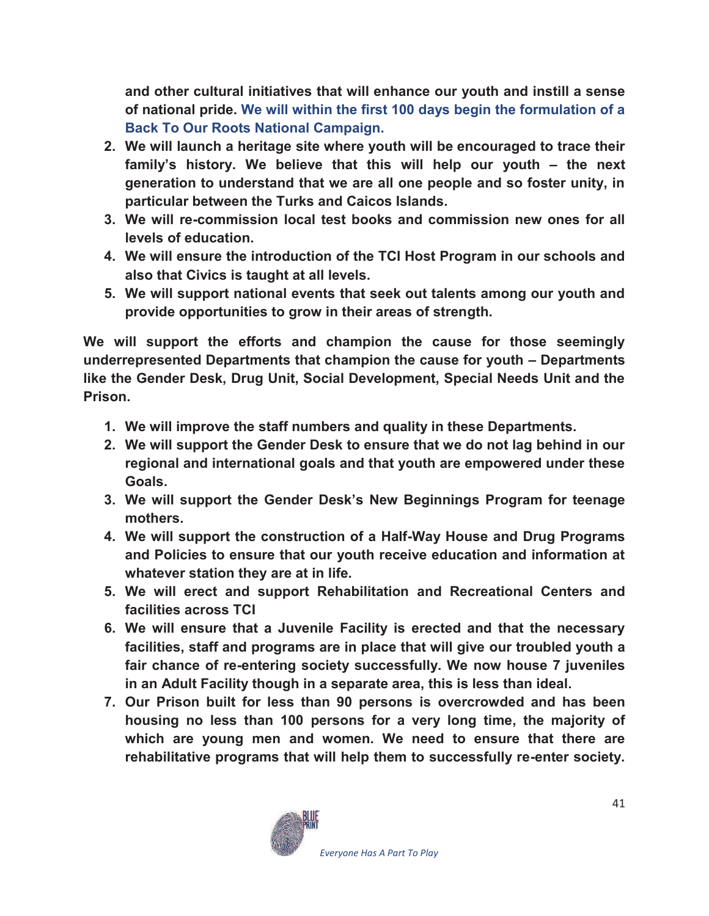**and other cultural initiatives that will enhance our youth and instill a sense of national pride. We will within the first 100 days begin the formulation of a Back To Our Roots National Campaign.**

2. **We will launch a heritage site where youth will be encouraged to trace their family's history. We believe that this will help our youth – the next generation to understand that we are all one people and so foster unity, in particular between the Turks and Caicos Islands.**
3. **We will re-commission local test books and commission new ones for all levels of education.**
4. **We will ensure the introduction of the TCI Host Program in our schools and also that Civics is taught at all levels.**
5. **We will support national events that seek out talents among our youth and provide opportunities to grow in their areas of strength.**

**We will support the efforts and champion the cause for those seemingly underrepresented Departments that champion the cause for youth – Departments like the Gender Desk, Drug Unit, Social Development, Special Needs Unit and the Prison.**

1. **We will improve the staff numbers and quality in these Departments.**
2. **We will support the Gender Desk to ensure that we do not lag behind in our regional and international goals and that youth are empowered under these Goals.**
3. **We will support the Gender Desk's New Beginnings Program for teenage mothers.**
4. **We will support the construction of a Half-Way House and Drug Programs and Policies to ensure that our youth receive education and information at whatever station they are at in life.**
5. **We will erect and support Rehabilitation and Recreational Centers and facilities across TCI**
6. **We will ensure that a Juvenile Facility is erected and that the necessary facilities, staff and programs are in place that will give our troubled youth a fair chance of re-entering society successfully. We now house 7 juveniles in an Adult Facility though in a separate area, this is less than ideal.**
7. **Our Prison built for less than 90 persons is overcrowded and has been housing no less than 100 persons for a very long time, the majority of which are young men and women. We need to ensure that there are rehabilitative programs that will help them to successfully re-enter society.**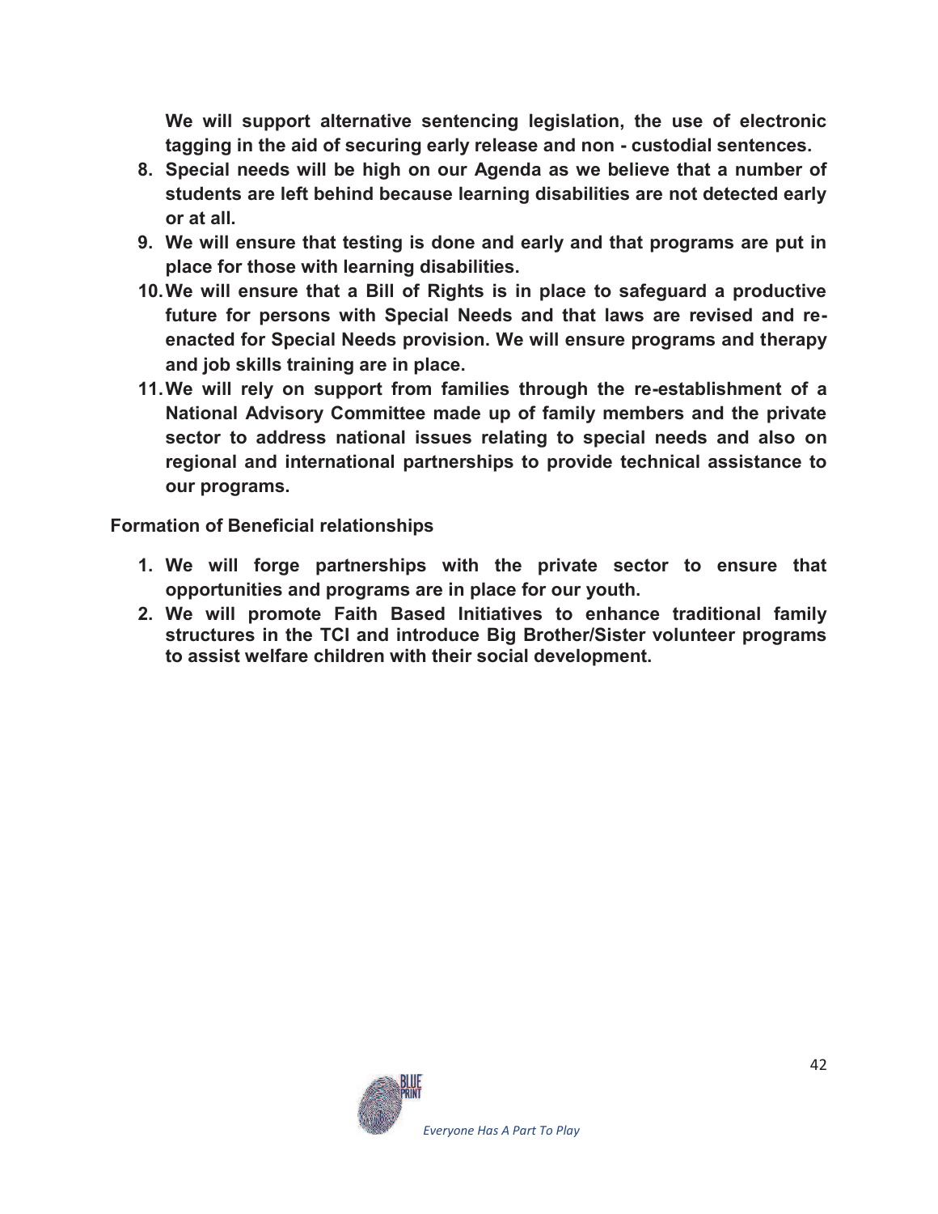**We will support alternative sentencing legislation, the use of electronic tagging in the aid of securing early release and non - custodial sentences.**

8. **Special needs will be high on our Agenda as we believe that a number of students are left behind because learning disabilities are not detected early or at all.**
9. **We will ensure that testing is done and early and that programs are put in place for those with learning disabilities.**
10. **We will ensure that a Bill of Rights is in place to safeguard a productive future for persons with Special Needs and that laws are revised and re-enacted for Special Needs provision. We will ensure programs and therapy and job skills training are in place.**
11. **We will rely on support from families through the re-establishment of a National Advisory Committee made up of family members and the private sector to address national issues relating to special needs and also on regional and international partnerships to provide technical assistance to our programs.**

**Formation of Beneficial relationships**

1. **We will forge partnerships with the private sector to ensure that opportunities and programs are in place for our youth.**
2. **We will promote Faith Based Initiatives to enhance traditional family structures in the TCI and introduce Big Brother/Sister volunteer programs to assist welfare children with their social development.**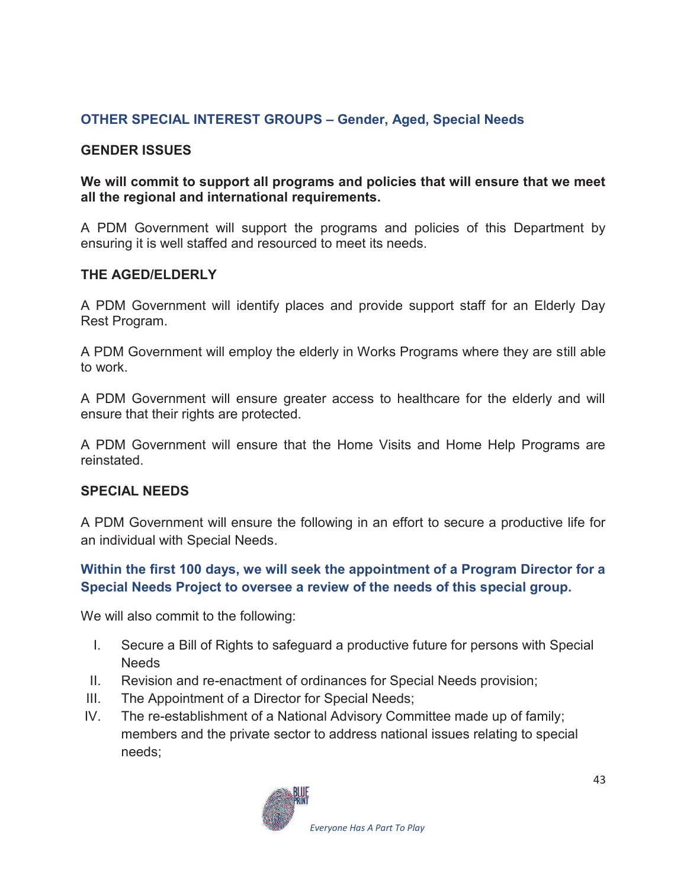## OTHER SPECIAL INTEREST GROUPS – Gender, Aged, Special Needs

### GENDER ISSUES

**We will commit to support all programs and policies that will ensure that we meet all the regional and international requirements.**

A PDM Government will support the programs and policies of this Department by ensuring it is well staffed and resourced to meet its needs.

### THE AGED/ELDERLY

A PDM Government will identify places and provide support staff for an Elderly Day Rest Program.

A PDM Government will employ the elderly in Works Programs where they are still able to work.

A PDM Government will ensure greater access to healthcare for the elderly and will ensure that their rights are protected.

A PDM Government will ensure that the Home Visits and Home Help Programs are reinstated.

### SPECIAL NEEDS

A PDM Government will ensure the following in an effort to secure a productive life for an individual with Special Needs.

**Within the first 100 days, we will seek the appointment of a Program Director for a Special Needs Project to oversee a review of the needs of this special group.**

We will also commit to the following:

I. Secure a Bill of Rights to safeguard a productive future for persons with Special Needs
II. Revision and re-enactment of ordinances for Special Needs provision;
III. The Appointment of a Director for Special Needs;
IV. The re-establishment of a National Advisory Committee made up of family; members and the private sector to address national issues relating to special needs;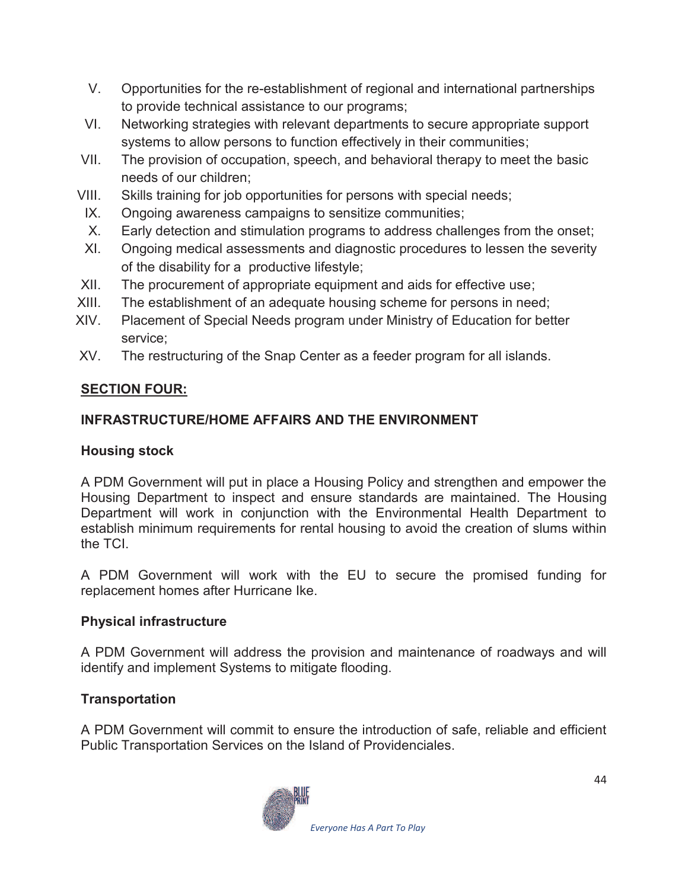V. Opportunities for the re-establishment of regional and international partnerships to provide technical assistance to our programs;
VI. Networking strategies with relevant departments to secure appropriate support systems to allow persons to function effectively in their communities;
VII. The provision of occupation, speech, and behavioral therapy to meet the basic needs of our children;
VIII. Skills training for job opportunities for persons with special needs;
IX. Ongoing awareness campaigns to sensitize communities;
X. Early detection and stimulation programs to address challenges from the onset;
XI. Ongoing medical assessments and diagnostic procedures to lessen the severity of the disability for a productive lifestyle;
XII. The procurement of appropriate equipment and aids for effective use;
XIII. The establishment of an adequate housing scheme for persons in need;
XIV. Placement of Special Needs program under Ministry of Education for better service;
XV. The restructuring of the Snap Center as a feeder program for all islands.

## SECTION FOUR:

## INFRASTRUCTURE/HOME AFFAIRS AND THE ENVIRONMENT

### Housing stock

A PDM Government will put in place a Housing Policy and strengthen and empower the Housing Department to inspect and ensure standards are maintained. The Housing Department will work in conjunction with the Environmental Health Department to establish minimum requirements for rental housing to avoid the creation of slums within the TCI.

A PDM Government will work with the EU to secure the promised funding for replacement homes after Hurricane Ike.

### Physical infrastructure

A PDM Government will address the provision and maintenance of roadways and will identify and implement Systems to mitigate flooding.

### Transportation

A PDM Government will commit to ensure the introduction of safe, reliable and efficient Public Transportation Services on the Island of Providenciales.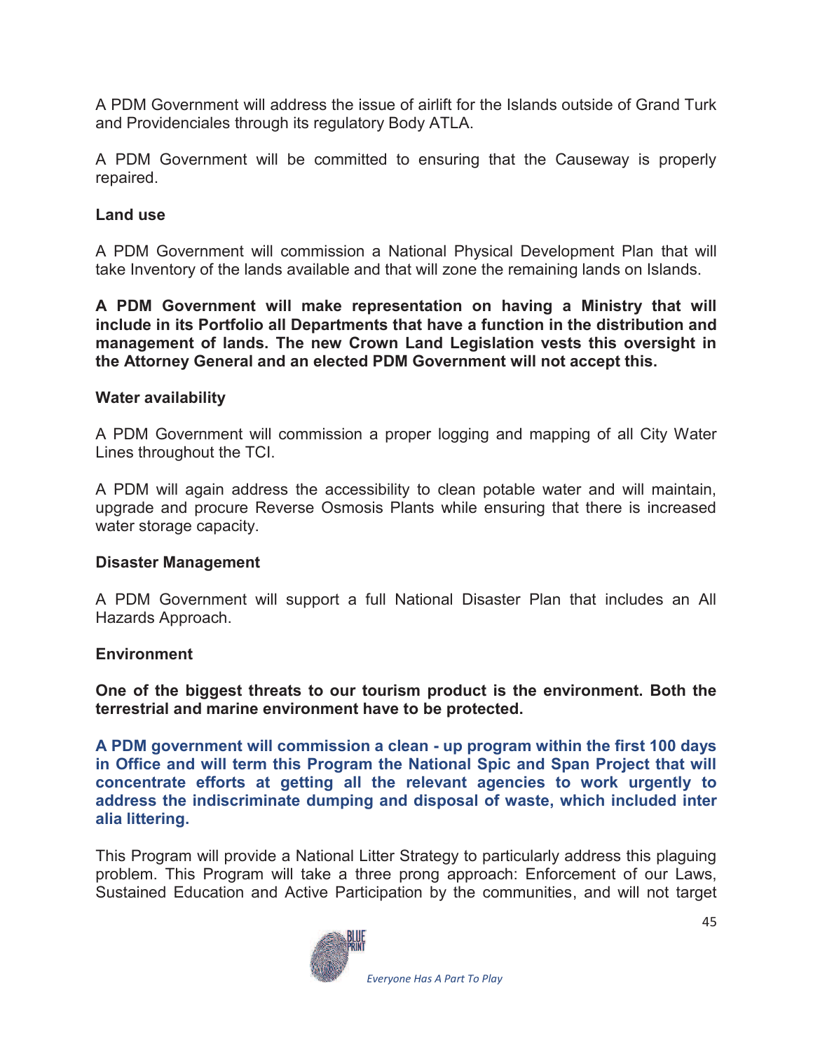A PDM Government will address the issue of airlift for the Islands outside of Grand Turk and Providenciales through its regulatory Body ATLA.

A PDM Government will be committed to ensuring that the Causeway is properly repaired.

**Land use**

A PDM Government will commission a National Physical Development Plan that will take Inventory of the lands available and that will zone the remaining lands on Islands.

**A PDM Government will make representation on having a Ministry that will include in its Portfolio all Departments that have a function in the distribution and management of lands. The new Crown Land Legislation vests this oversight in the Attorney General and an elected PDM Government will not accept this.**

**Water availability**

A PDM Government will commission a proper logging and mapping of all City Water Lines throughout the TCI.

A PDM will again address the accessibility to clean potable water and will maintain, upgrade and procure Reverse Osmosis Plants while ensuring that there is increased water storage capacity.

**Disaster Management**

A PDM Government will support a full National Disaster Plan that includes an All Hazards Approach.

**Environment**

**One of the biggest threats to our tourism product is the environment. Both the terrestrial and marine environment have to be protected.**

**A PDM government will commission a clean - up program within the first 100 days in Office and will term this Program the National Spic and Span Project that will concentrate efforts at getting all the relevant agencies to work urgently to address the indiscriminate dumping and disposal of waste, which included inter alia littering.**

This Program will provide a National Litter Strategy to particularly address this plaguing problem. This Program will take a three prong approach: Enforcement of our Laws, Sustained Education and Active Participation by the communities, and will not target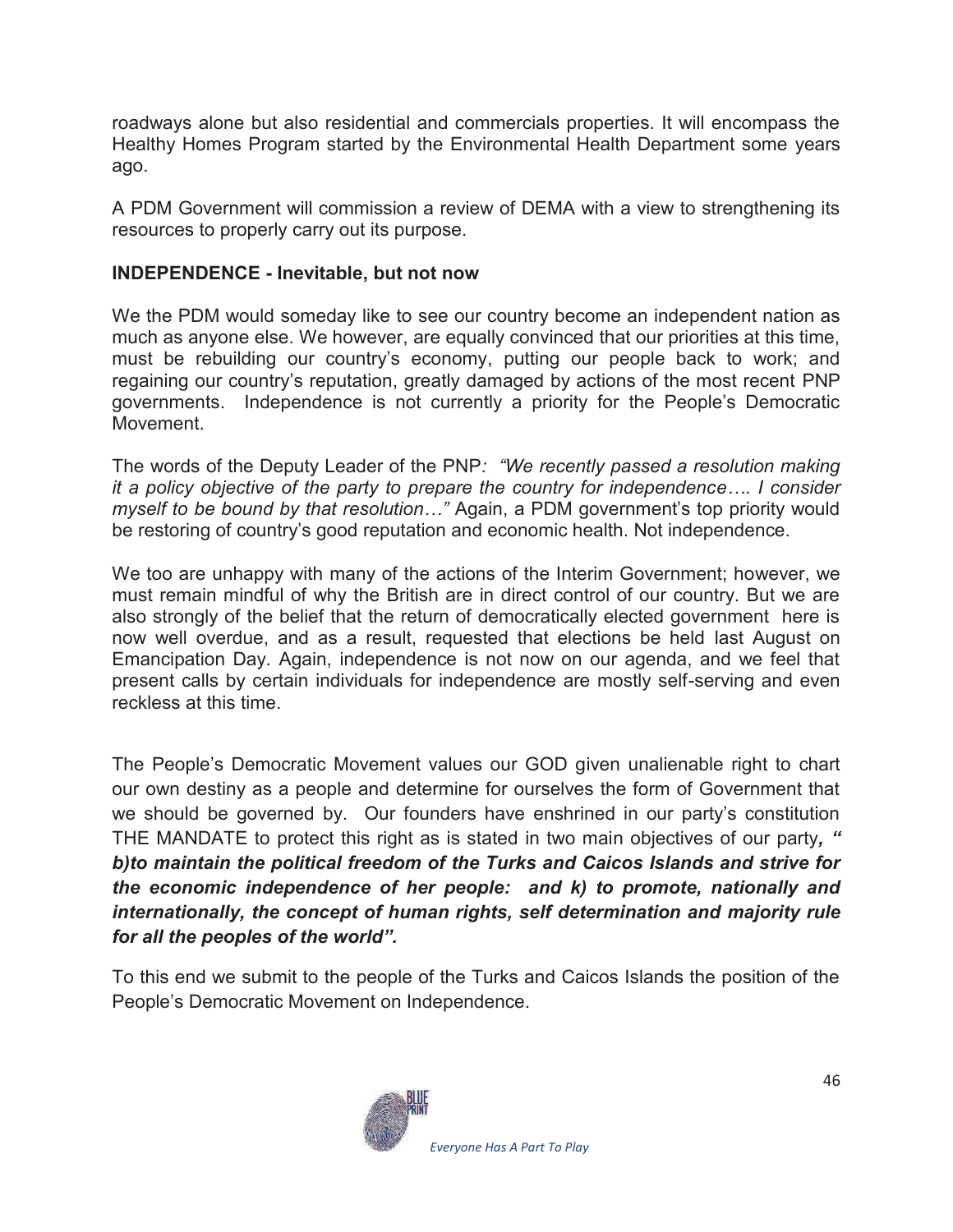roadways alone but also residential and commercials properties. It will encompass the Healthy Homes Program started by the Environmental Health Department some years ago.

A PDM Government will commission a review of DEMA with a view to strengthening its resources to properly carry out its purpose.

**INDEPENDENCE - Inevitable, but not now**

We the PDM would someday like to see our country become an independent nation as much as anyone else. We however, are equally convinced that our priorities at this time, must be rebuilding our country's economy, putting our people back to work; and regaining our country's reputation, greatly damaged by actions of the most recent PNP governments. Independence is not currently a priority for the People's Democratic Movement.

The words of the Deputy Leader of the PNP*: "We recently passed a resolution making it a policy objective of the party to prepare the country for independence…. I consider myself to be bound by that resolution…"* Again, a PDM government's top priority would be restoring of country's good reputation and economic health. Not independence.

We too are unhappy with many of the actions of the Interim Government; however, we must remain mindful of why the British are in direct control of our country. But we are also strongly of the belief that the return of democratically elected government here is now well overdue, and as a result, requested that elections be held last August on Emancipation Day. Again, independence is not now on our agenda, and we feel that present calls by certain individuals for independence are mostly self-serving and even reckless at this time.

The People's Democratic Movement values our GOD given unalienable right to chart our own destiny as a people and determine for ourselves the form of Government that we should be governed by. Our founders have enshrined in our party's constitution THE MANDATE to protect this right as is stated in two main objectives of our party***, " b)to maintain the political freedom of the Turks and Caicos Islands and strive for the economic independence of her people: and k) to promote, nationally and internationally, the concept of human rights, self determination and majority rule for all the peoples of the world".***

To this end we submit to the people of the Turks and Caicos Islands the position of the People's Democratic Movement on Independence.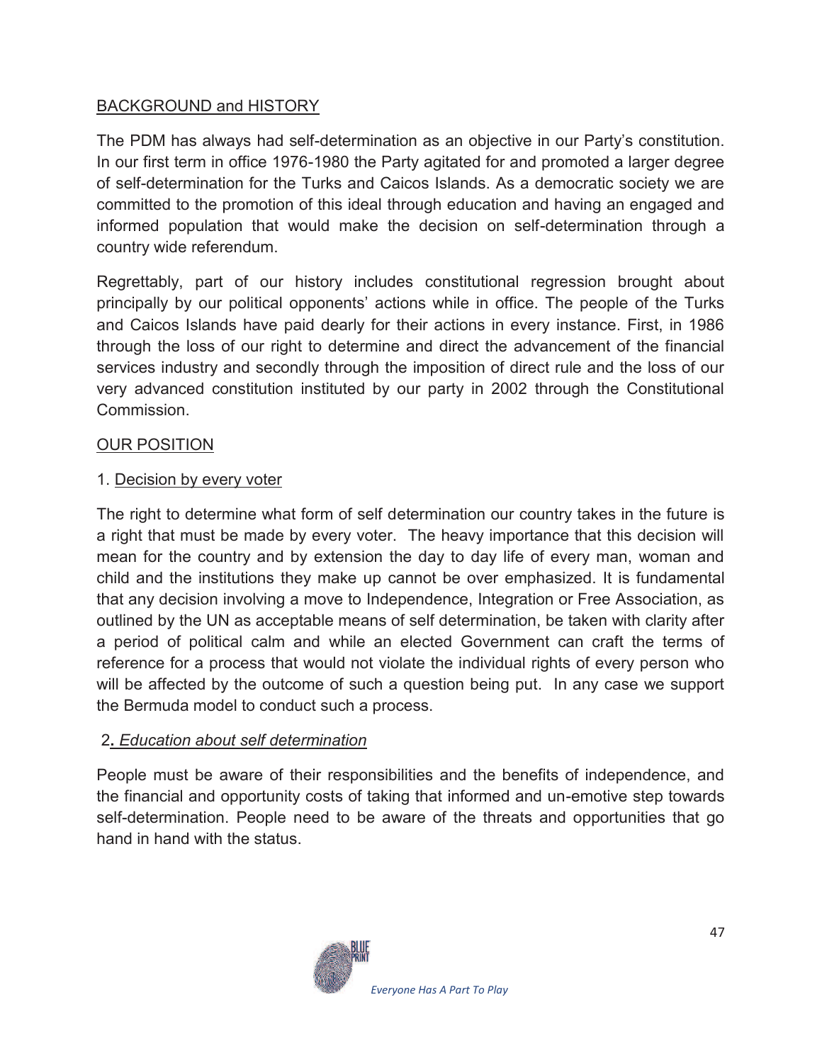<u>BACKGROUND and HISTORY</u>

The PDM has always had self-determination as an objective in our Party's constitution. In our first term in office 1976-1980 the Party agitated for and promoted a larger degree of self-determination for the Turks and Caicos Islands. As a democratic society we are committed to the promotion of this ideal through education and having an engaged and informed population that would make the decision on self-determination through a country wide referendum.

Regrettably, part of our history includes constitutional regression brought about principally by our political opponents' actions while in office. The people of the Turks and Caicos Islands have paid dearly for their actions in every instance. First, in 1986 through the loss of our right to determine and direct the advancement of the financial services industry and secondly through the imposition of direct rule and the loss of our very advanced constitution instituted by our party in 2002 through the Constitutional Commission.

<u>OUR POSITION</u>

1. <u>Decision by every voter</u>

The right to determine what form of self determination our country takes in the future is a right that must be made by every voter. The heavy importance that this decision will mean for the country and by extension the day to day life of every man, woman and child and the institutions they make up cannot be over emphasized. It is fundamental that any decision involving a move to Independence, Integration or Free Association, as outlined by the UN as acceptable means of self determination, be taken with clarity after a period of political calm and while an elected Government can craft the terms of reference for a process that would not violate the individual rights of every person who will be affected by the outcome of such a question being put. In any case we support the Bermuda model to conduct such a process.

2. *<u>Education about self determination</u>*

People must be aware of their responsibilities and the benefits of independence, and the financial and opportunity costs of taking that informed and un-emotive step towards self-determination. People need to be aware of the threats and opportunities that go hand in hand with the status.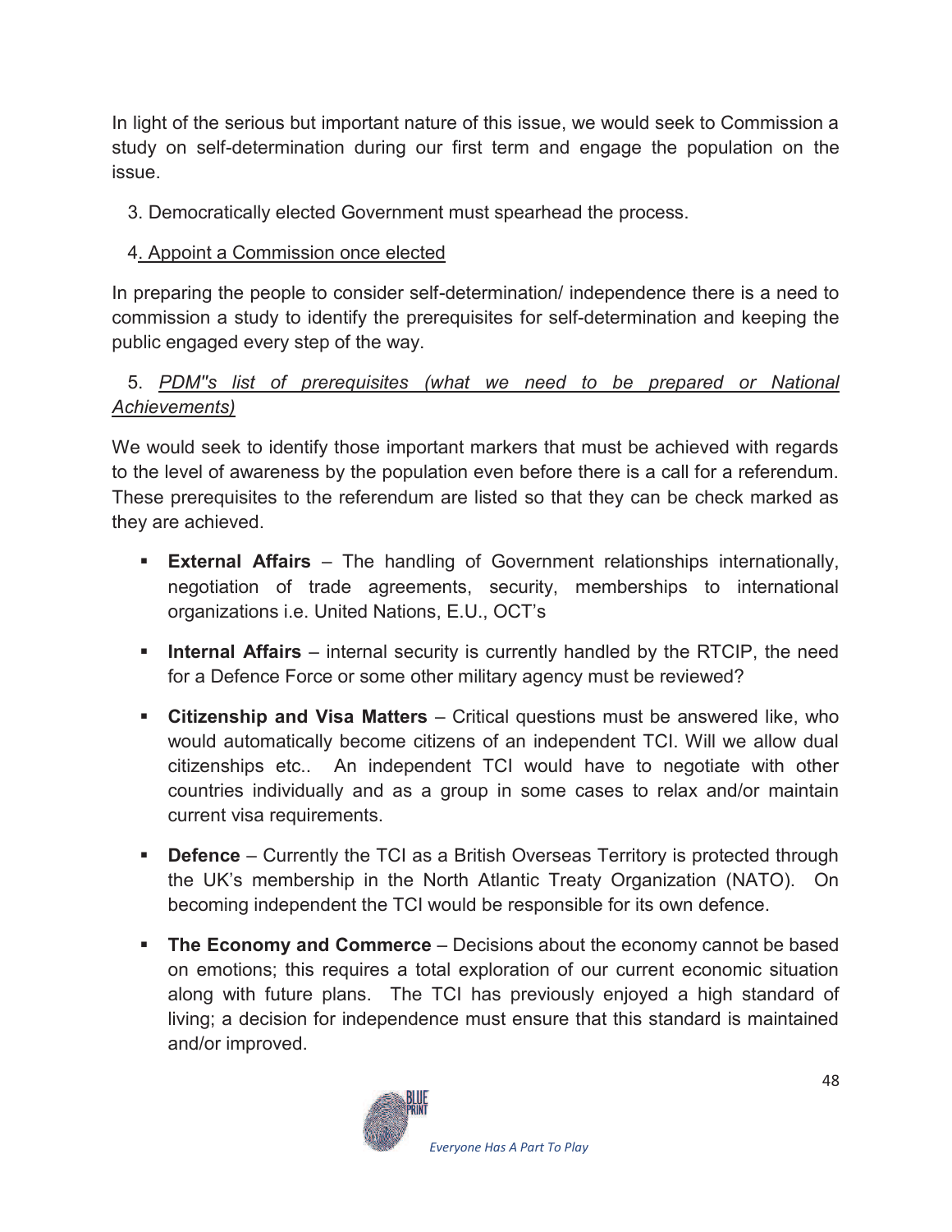In light of the serious but important nature of this issue, we would seek to Commission a study on self-determination during our first term and engage the population on the issue.

3. Democratically elected Government must spearhead the process.

4. Appoint a Commission once elected

In preparing the people to consider self-determination/ independence there is a need to commission a study to identify the prerequisites for self-determination and keeping the public engaged every step of the way.

5. *PDM"s list of prerequisites (what we need to be prepared or National Achievements)*

We would seek to identify those important markers that must be achieved with regards to the level of awareness by the population even before there is a call for a referendum. These prerequisites to the referendum are listed so that they can be check marked as they are achieved.

- **External Affairs** – The handling of Government relationships internationally, negotiation of trade agreements, security, memberships to international organizations i.e. United Nations, E.U., OCT's
- **Internal Affairs** – internal security is currently handled by the RTCIP, the need for a Defence Force or some other military agency must be reviewed?
- **Citizenship and Visa Matters** – Critical questions must be answered like, who would automatically become citizens of an independent TCI. Will we allow dual citizenships etc.. An independent TCI would have to negotiate with other countries individually and as a group in some cases to relax and/or maintain current visa requirements.
- **Defence** – Currently the TCI as a British Overseas Territory is protected through the UK's membership in the North Atlantic Treaty Organization (NATO). On becoming independent the TCI would be responsible for its own defence.
- **The Economy and Commerce** – Decisions about the economy cannot be based on emotions; this requires a total exploration of our current economic situation along with future plans. The TCI has previously enjoyed a high standard of living; a decision for independence must ensure that this standard is maintained and/or improved.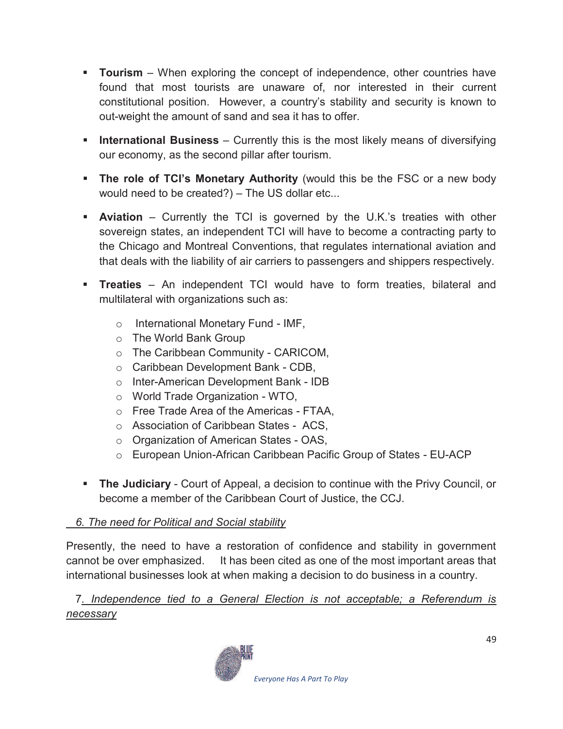- **Tourism** – When exploring the concept of independence, other countries have found that most tourists are unaware of, nor interested in their current constitutional position. However, a country's stability and security is known to out-weight the amount of sand and sea it has to offer.

- **International Business** – Currently this is the most likely means of diversifying our economy, as the second pillar after tourism.

- **The role of TCI's Monetary Authority** (would this be the FSC or a new body would need to be created?) – The US dollar etc...

- **Aviation** – Currently the TCI is governed by the U.K.'s treaties with other sovereign states, an independent TCI will have to become a contracting party to the Chicago and Montreal Conventions, that regulates international aviation and that deals with the liability of air carriers to passengers and shippers respectively.

- **Treaties** – An independent TCI would have to form treaties, bilateral and multilateral with organizations such as:
    - International Monetary Fund - IMF,
    - The World Bank Group
    - The Caribbean Community - CARICOM,
    - Caribbean Development Bank - CDB,
    - Inter-American Development Bank - IDB
    - World Trade Organization - WTO,
    - Free Trade Area of the Americas - FTAA,
    - Association of Caribbean States - ACS,
    - Organization of American States - OAS,
    - European Union-African Caribbean Pacific Group of States - EU-ACP

- **The Judiciary** - Court of Appeal, a decision to continue with the Privy Council, or become a member of the Caribbean Court of Justice, the CCJ.

*6. The need for Political and Social stability*

Presently, the need to have a restoration of confidence and stability in government cannot be over emphasized. It has been cited as one of the most important areas that international businesses look at when making a decision to do business in a country.

7*. Independence tied to a General Election is not acceptable; a Referendum is necessary*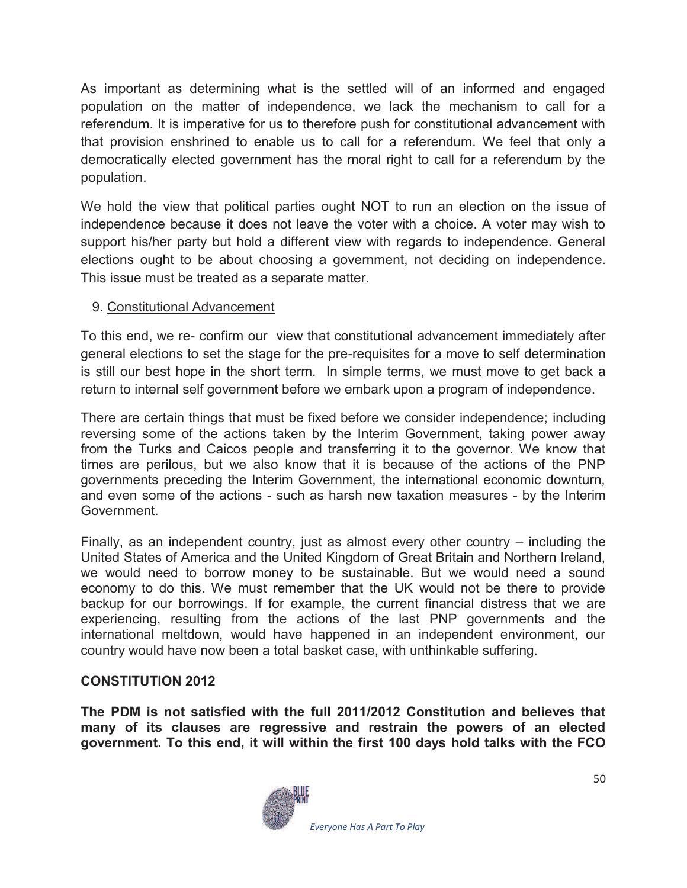As important as determining what is the settled will of an informed and engaged population on the matter of independence, we lack the mechanism to call for a referendum. It is imperative for us to therefore push for constitutional advancement with that provision enshrined to enable us to call for a referendum. We feel that only a democratically elected government has the moral right to call for a referendum by the population.

We hold the view that political parties ought NOT to run an election on the issue of independence because it does not leave the voter with a choice. A voter may wish to support his/her party but hold a different view with regards to independence. General elections ought to be about choosing a government, not deciding on independence. This issue must be treated as a separate matter.

9. Constitutional Advancement

To this end, we re- confirm our view that constitutional advancement immediately after general elections to set the stage for the pre-requisites for a move to self determination is still our best hope in the short term. In simple terms, we must move to get back a return to internal self government before we embark upon a program of independence.

There are certain things that must be fixed before we consider independence; including reversing some of the actions taken by the Interim Government, taking power away from the Turks and Caicos people and transferring it to the governor. We know that times are perilous, but we also know that it is because of the actions of the PNP governments preceding the Interim Government, the international economic downturn, and even some of the actions - such as harsh new taxation measures - by the Interim Government.

Finally, as an independent country, just as almost every other country – including the United States of America and the United Kingdom of Great Britain and Northern Ireland, we would need to borrow money to be sustainable. But we would need a sound economy to do this. We must remember that the UK would not be there to provide backup for our borrowings. If for example, the current financial distress that we are experiencing, resulting from the actions of the last PNP governments and the international meltdown, would have happened in an independent environment, our country would have now been a total basket case, with unthinkable suffering.

**CONSTITUTION 2012**

**The PDM is not satisfied with the full 2011/2012 Constitution and believes that many of its clauses are regressive and restrain the powers of an elected government. To this end, it will within the first 100 days hold talks with the FCO**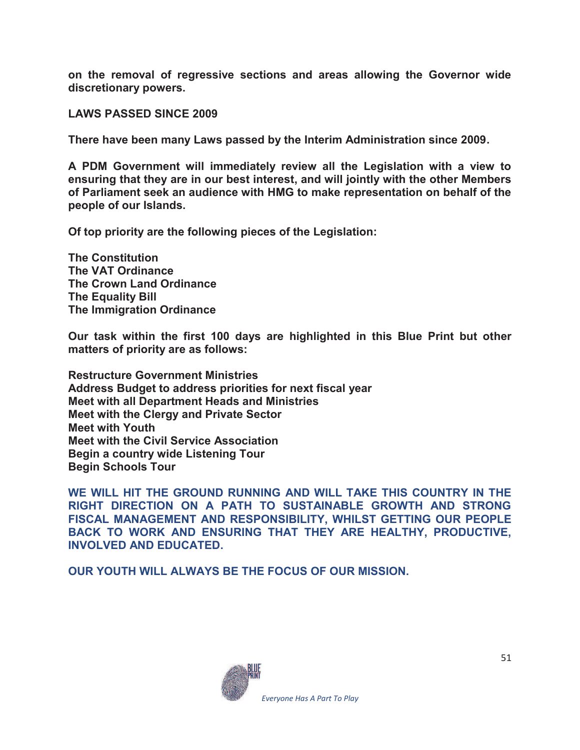**on the removal of regressive sections and areas allowing the Governor wide discretionary powers.**

## LAWS PASSED SINCE 2009

**There have been many Laws passed by the Interim Administration since 2009.**

**A PDM Government will immediately review all the Legislation with a view to ensuring that they are in our best interest, and will jointly with the other Members of Parliament seek an audience with HMG to make representation on behalf of the people of our Islands.**

**Of top priority are the following pieces of the Legislation:**

**The Constitution**
**The VAT Ordinance**
**The Crown Land Ordinance**
**The Equality Bill**
**The Immigration Ordinance**

**Our task within the first 100 days are highlighted in this Blue Print but other matters of priority are as follows:**

**Restructure Government Ministries**
**Address Budget to address priorities for next fiscal year**
**Meet with all Department Heads and Ministries**
**Meet with the Clergy and Private Sector**
**Meet with Youth**
**Meet with the Civil Service Association**
**Begin a country wide Listening Tour**
**Begin Schools Tour**

**WE WILL HIT THE GROUND RUNNING AND WILL TAKE THIS COUNTRY IN THE RIGHT DIRECTION ON A PATH TO SUSTAINABLE GROWTH AND STRONG FISCAL MANAGEMENT AND RESPONSIBILITY, WHILST GETTING OUR PEOPLE BACK TO WORK AND ENSURING THAT THEY ARE HEALTHY, PRODUCTIVE, INVOLVED AND EDUCATED.**

**OUR YOUTH WILL ALWAYS BE THE FOCUS OF OUR MISSION.**